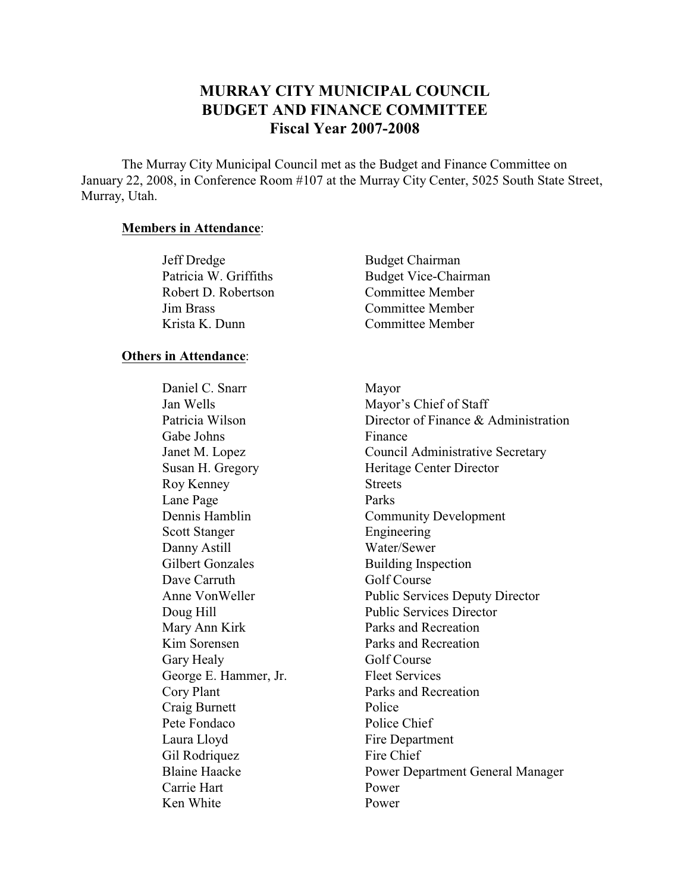# MURRAY CITY MUNICIPAL COUNCIL
# BUDGET AND FINANCE COMMITTEE
# Fiscal Year 2007-2008

The Murray City Municipal Council met as the Budget and Finance Committee on January 22, 2008, in Conference Room #107 at the Murray City Center, 5025 South State Street, Murray, Utah.

**Members in Attendance**:

| | |
|---|---|
| Jeff Dredge | Budget Chairman |
| Patricia W. Griffiths | Budget Vice-Chairman |
| Robert D. Robertson | Committee Member |
| Jim Brass | Committee Member |
| Krista K. Dunn | Committee Member |

**Others in Attendance**:

| | |
|---|---|
| Daniel C. Snarr | Mayor |
| Jan Wells | Mayor's Chief of Staff |
| Patricia Wilson | Director of Finance & Administration |
| Gabe Johns | Finance |
| Janet M. Lopez | Council Administrative Secretary |
| Susan H. Gregory | Heritage Center Director |
| Roy Kenney | Streets |
| Lane Page | Parks |
| Dennis Hamblin | Community Development |
| Scott Stanger | Engineering |
| Danny Astill | Water/Sewer |
| Gilbert Gonzales | Building Inspection |
| Dave Carruth | Golf Course |
| Anne VonWeller | Public Services Deputy Director |
| Doug Hill | Public Services Director |
| Mary Ann Kirk | Parks and Recreation |
| Kim Sorensen | Parks and Recreation |
| Gary Healy | Golf Course |
| George E. Hammer, Jr. | Fleet Services |
| Cory Plant | Parks and Recreation |
| Craig Burnett | Police |
| Pete Fondaco | Police Chief |
| Laura Lloyd | Fire Department |
| Gil Rodriquez | Fire Chief |
| Blaine Haacke | Power Department General Manager |
| Carrie Hart | Power |
| Ken White | Power |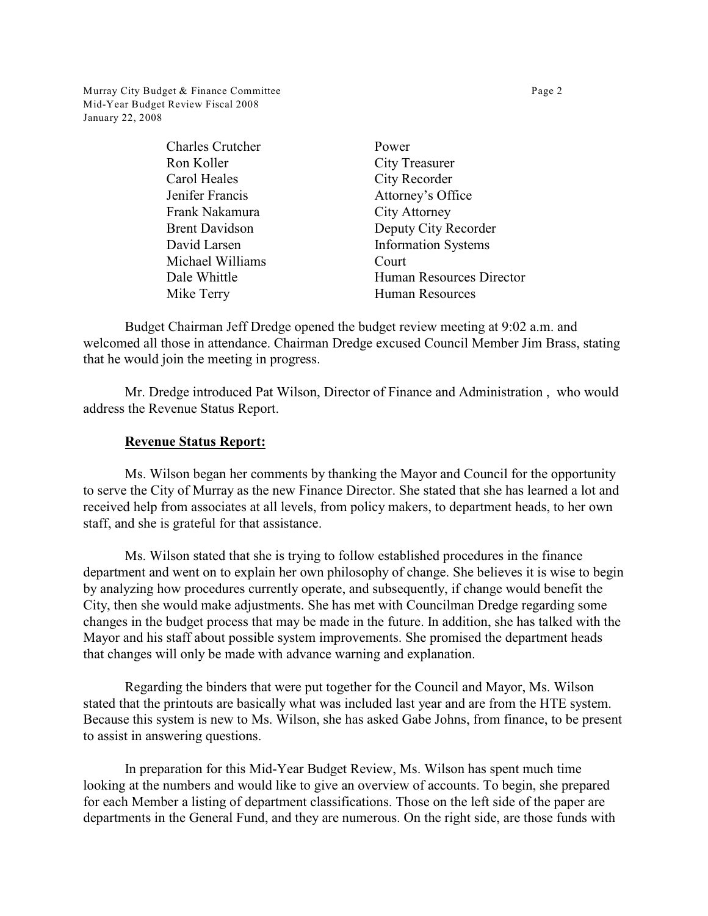| | |
|---|---|
| Charles Crutcher | Power |
| Ron Koller | City Treasurer |
| Carol Heales | City Recorder |
| Jenifer Francis | Attorney's Office |
| Frank Nakamura | City Attorney |
| Brent Davidson | Deputy City Recorder |
| David Larsen | Information Systems |
| Michael Williams | Court |
| Dale Whittle | Human Resources Director |
| Mike Terry | Human Resources |

Budget Chairman Jeff Dredge opened the budget review meeting at 9:02 a.m. and welcomed all those in attendance. Chairman Dredge excused Council Member Jim Brass, stating that he would join the meeting in progress.

Mr. Dredge introduced Pat Wilson, Director of Finance and Administration , who would address the Revenue Status Report.

**Revenue Status Report:**

Ms. Wilson began her comments by thanking the Mayor and Council for the opportunity to serve the City of Murray as the new Finance Director. She stated that she has learned a lot and received help from associates at all levels, from policy makers, to department heads, to her own staff, and she is grateful for that assistance.

Ms. Wilson stated that she is trying to follow established procedures in the finance department and went on to explain her own philosophy of change. She believes it is wise to begin by analyzing how procedures currently operate, and subsequently, if change would benefit the City, then she would make adjustments. She has met with Councilman Dredge regarding some changes in the budget process that may be made in the future. In addition, she has talked with the Mayor and his staff about possible system improvements. She promised the department heads that changes will only be made with advance warning and explanation.

Regarding the binders that were put together for the Council and Mayor, Ms. Wilson stated that the printouts are basically what was included last year and are from the HTE system. Because this system is new to Ms. Wilson, she has asked Gabe Johns, from finance, to be present to assist in answering questions.

In preparation for this Mid-Year Budget Review, Ms. Wilson has spent much time looking at the numbers and would like to give an overview of accounts. To begin, she prepared for each Member a listing of department classifications. Those on the left side of the paper are departments in the General Fund, and they are numerous. On the right side, are those funds with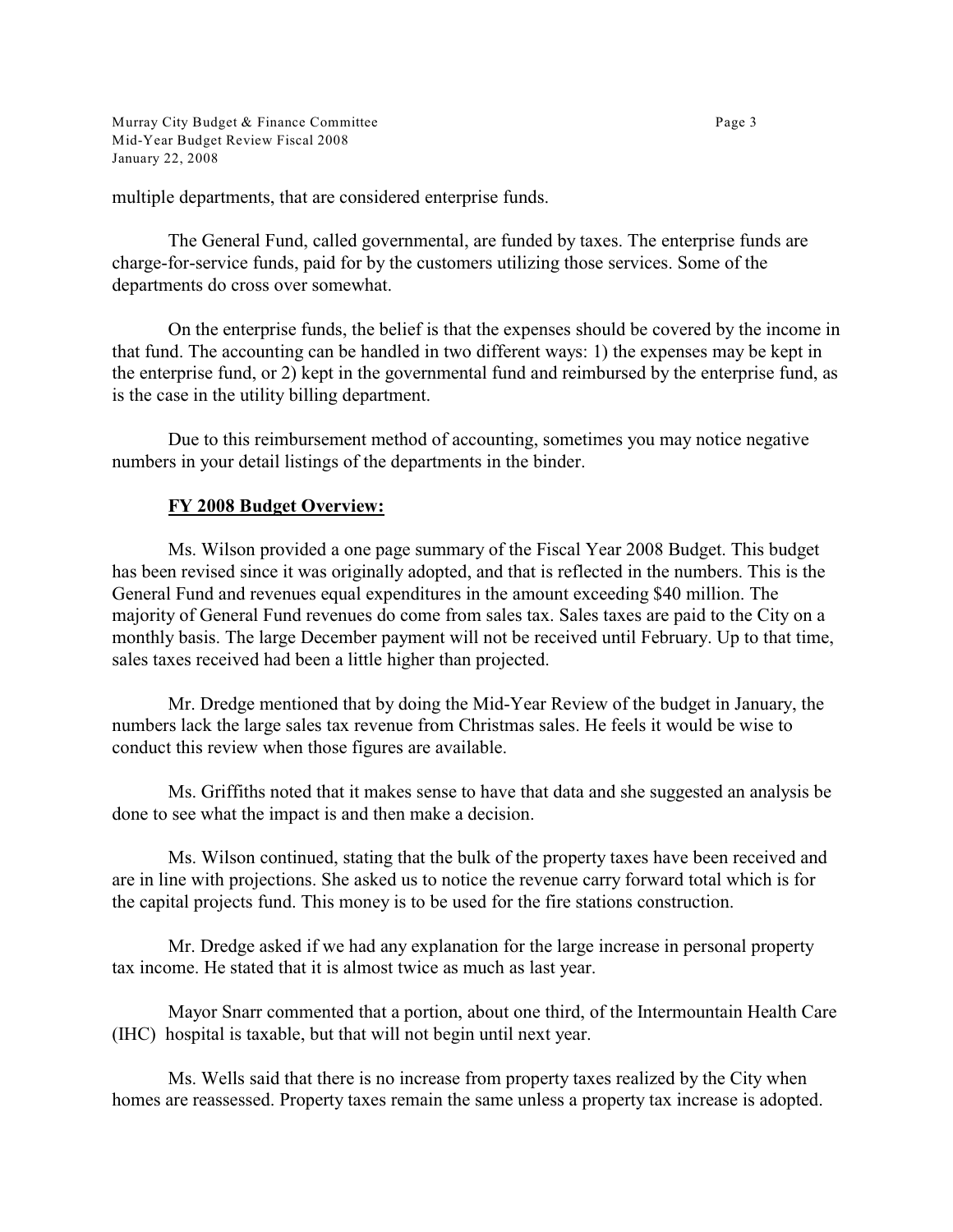multiple departments, that are considered enterprise funds.

The General Fund, called governmental, are funded by taxes. The enterprise funds are charge-for-service funds, paid for by the customers utilizing those services. Some of the departments do cross over somewhat.

On the enterprise funds, the belief is that the expenses should be covered by the income in that fund. The accounting can be handled in two different ways: 1) the expenses may be kept in the enterprise fund, or 2) kept in the governmental fund and reimbursed by the enterprise fund, as is the case in the utility billing department.

Due to this reimbursement method of accounting, sometimes you may notice negative numbers in your detail listings of the departments in the binder.

**FY 2008 Budget Overview:**

Ms. Wilson provided a one page summary of the Fiscal Year 2008 Budget. This budget has been revised since it was originally adopted, and that is reflected in the numbers. This is the General Fund and revenues equal expenditures in the amount exceeding $40 million. The majority of General Fund revenues do come from sales tax. Sales taxes are paid to the City on a monthly basis. The large December payment will not be received until February. Up to that time, sales taxes received had been a little higher than projected.

Mr. Dredge mentioned that by doing the Mid-Year Review of the budget in January, the numbers lack the large sales tax revenue from Christmas sales. He feels it would be wise to conduct this review when those figures are available.

Ms. Griffiths noted that it makes sense to have that data and she suggested an analysis be done to see what the impact is and then make a decision.

Ms. Wilson continued, stating that the bulk of the property taxes have been received and are in line with projections. She asked us to notice the revenue carry forward total which is for the capital projects fund. This money is to be used for the fire stations construction.

Mr. Dredge asked if we had any explanation for the large increase in personal property tax income. He stated that it is almost twice as much as last year.

Mayor Snarr commented that a portion, about one third, of the Intermountain Health Care (IHC) hospital is taxable, but that will not begin until next year.

Ms. Wells said that there is no increase from property taxes realized by the City when homes are reassessed. Property taxes remain the same unless a property tax increase is adopted.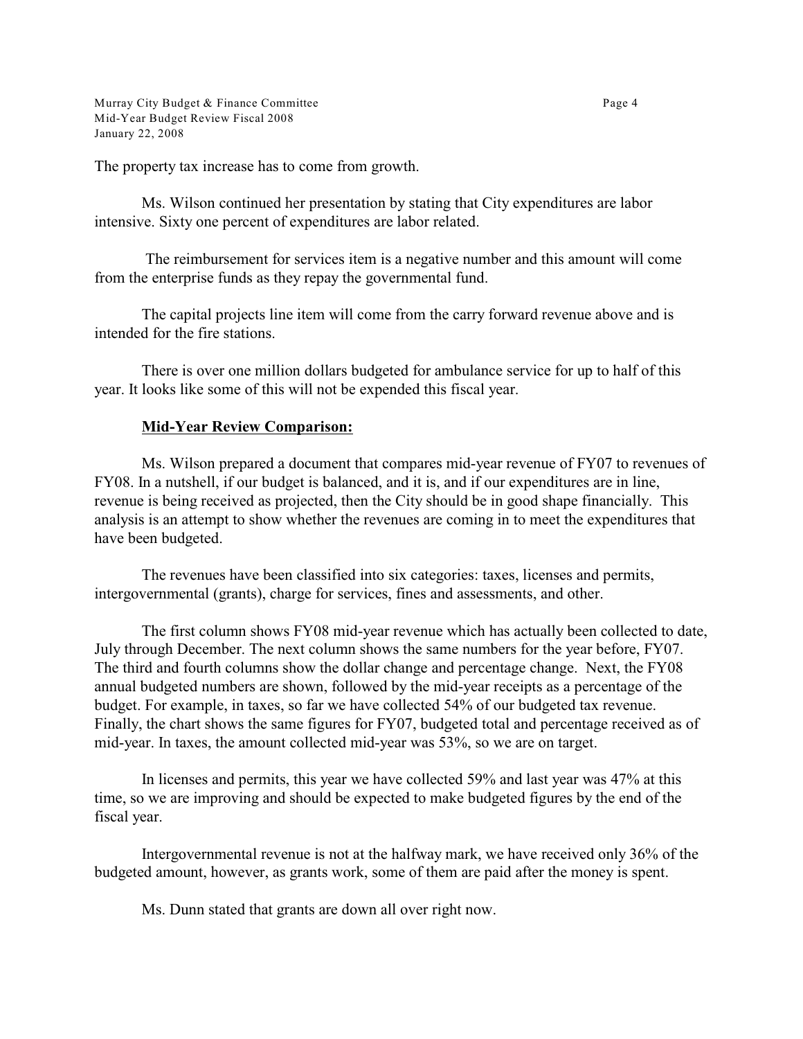The property tax increase has to come from growth.

Ms. Wilson continued her presentation by stating that City expenditures are labor intensive. Sixty one percent of expenditures are labor related.

The reimbursement for services item is a negative number and this amount will come from the enterprise funds as they repay the governmental fund.

The capital projects line item will come from the carry forward revenue above and is intended for the fire stations.

There is over one million dollars budgeted for ambulance service for up to half of this year. It looks like some of this will not be expended this fiscal year.

**Mid-Year Review Comparison:**

Ms. Wilson prepared a document that compares mid-year revenue of FY07 to revenues of FY08. In a nutshell, if our budget is balanced, and it is, and if our expenditures are in line, revenue is being received as projected, then the City should be in good shape financially. This analysis is an attempt to show whether the revenues are coming in to meet the expenditures that have been budgeted.

The revenues have been classified into six categories: taxes, licenses and permits, intergovernmental (grants), charge for services, fines and assessments, and other.

The first column shows FY08 mid-year revenue which has actually been collected to date, July through December. The next column shows the same numbers for the year before, FY07. The third and fourth columns show the dollar change and percentage change. Next, the FY08 annual budgeted numbers are shown, followed by the mid-year receipts as a percentage of the budget. For example, in taxes, so far we have collected 54% of our budgeted tax revenue. Finally, the chart shows the same figures for FY07, budgeted total and percentage received as of mid-year. In taxes, the amount collected mid-year was 53%, so we are on target.

In licenses and permits, this year we have collected 59% and last year was 47% at this time, so we are improving and should be expected to make budgeted figures by the end of the fiscal year.

Intergovernmental revenue is not at the halfway mark, we have received only 36% of the budgeted amount, however, as grants work, some of them are paid after the money is spent.

Ms. Dunn stated that grants are down all over right now.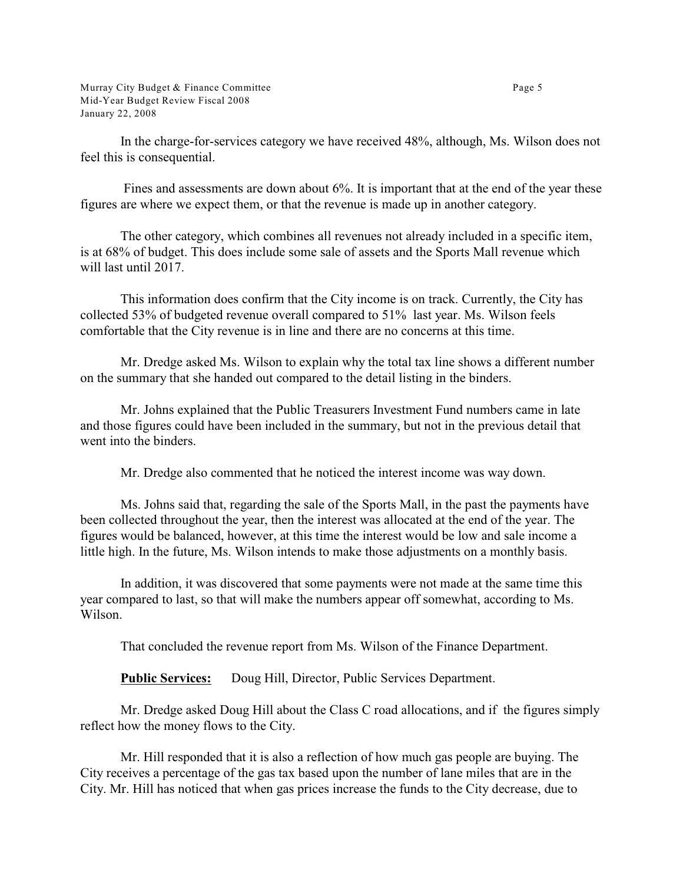In the charge-for-services category we have received 48%, although, Ms. Wilson does not feel this is consequential.

Fines and assessments are down about 6%. It is important that at the end of the year these figures are where we expect them, or that the revenue is made up in another category.

The other category, which combines all revenues not already included in a specific item, is at 68% of budget. This does include some sale of assets and the Sports Mall revenue which will last until 2017.

This information does confirm that the City income is on track. Currently, the City has collected 53% of budgeted revenue overall compared to 51% last year. Ms. Wilson feels comfortable that the City revenue is in line and there are no concerns at this time.

Mr. Dredge asked Ms. Wilson to explain why the total tax line shows a different number on the summary that she handed out compared to the detail listing in the binders.

Mr. Johns explained that the Public Treasurers Investment Fund numbers came in late and those figures could have been included in the summary, but not in the previous detail that went into the binders.

Mr. Dredge also commented that he noticed the interest income was way down.

Ms. Johns said that, regarding the sale of the Sports Mall, in the past the payments have been collected throughout the year, then the interest was allocated at the end of the year. The figures would be balanced, however, at this time the interest would be low and sale income a little high. In the future, Ms. Wilson intends to make those adjustments on a monthly basis.

In addition, it was discovered that some payments were not made at the same time this year compared to last, so that will make the numbers appear off somewhat, according to Ms. Wilson.

That concluded the revenue report from Ms. Wilson of the Finance Department.

**Public Services:** Doug Hill, Director, Public Services Department.

Mr. Dredge asked Doug Hill about the Class C road allocations, and if the figures simply reflect how the money flows to the City.

Mr. Hill responded that it is also a reflection of how much gas people are buying. The City receives a percentage of the gas tax based upon the number of lane miles that are in the City. Mr. Hill has noticed that when gas prices increase the funds to the City decrease, due to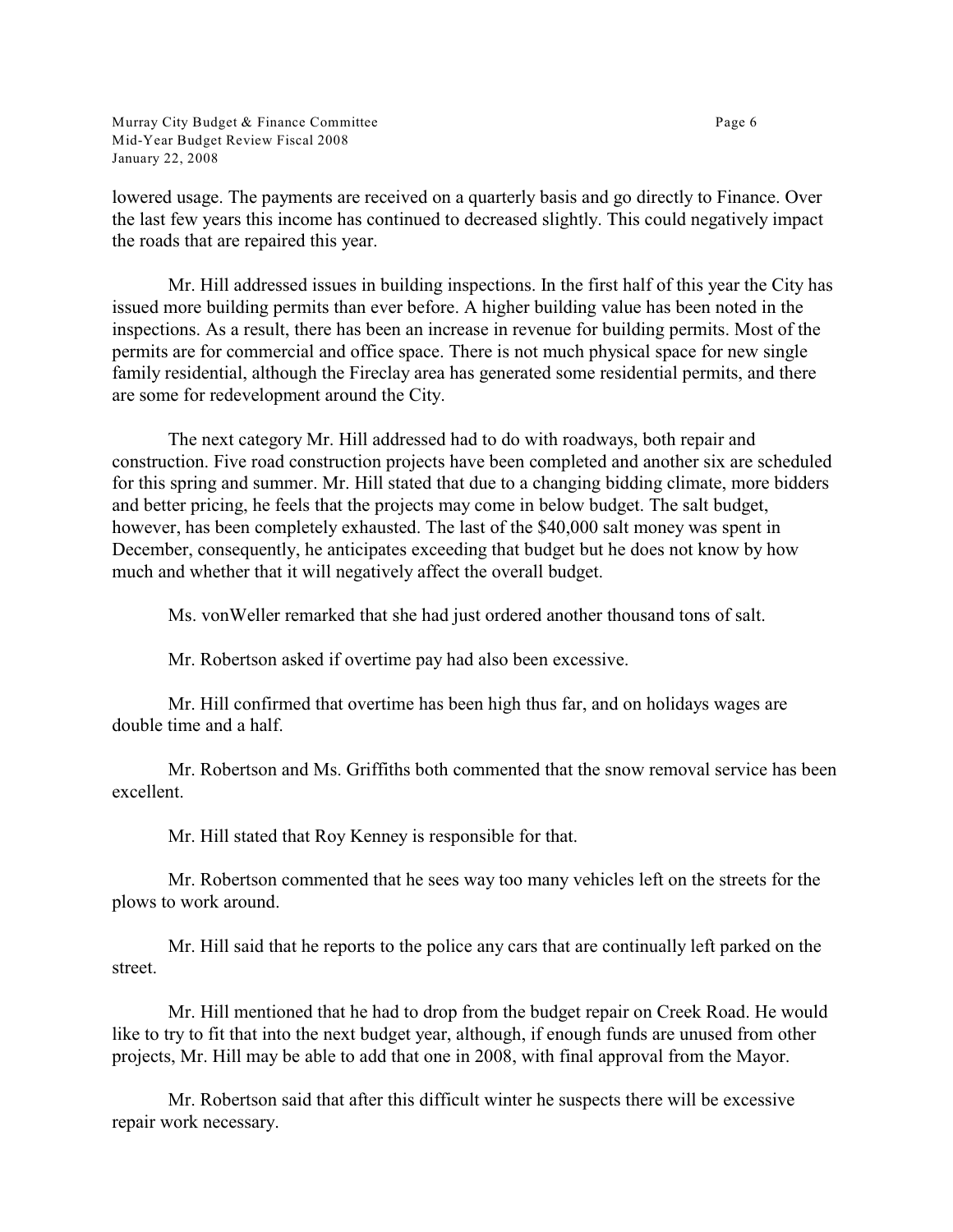lowered usage. The payments are received on a quarterly basis and go directly to Finance. Over the last few years this income has continued to decreased slightly. This could negatively impact the roads that are repaired this year.

Mr. Hill addressed issues in building inspections. In the first half of this year the City has issued more building permits than ever before. A higher building value has been noted in the inspections. As a result, there has been an increase in revenue for building permits. Most of the permits are for commercial and office space. There is not much physical space for new single family residential, although the Fireclay area has generated some residential permits, and there are some for redevelopment around the City.

The next category Mr. Hill addressed had to do with roadways, both repair and construction. Five road construction projects have been completed and another six are scheduled for this spring and summer. Mr. Hill stated that due to a changing bidding climate, more bidders and better pricing, he feels that the projects may come in below budget. The salt budget, however, has been completely exhausted. The last of the $40,000 salt money was spent in December, consequently, he anticipates exceeding that budget but he does not know by how much and whether that it will negatively affect the overall budget.

Ms. vonWeller remarked that she had just ordered another thousand tons of salt.

Mr. Robertson asked if overtime pay had also been excessive.

Mr. Hill confirmed that overtime has been high thus far, and on holidays wages are double time and a half.

Mr. Robertson and Ms. Griffiths both commented that the snow removal service has been excellent.

Mr. Hill stated that Roy Kenney is responsible for that.

Mr. Robertson commented that he sees way too many vehicles left on the streets for the plows to work around.

Mr. Hill said that he reports to the police any cars that are continually left parked on the street.

Mr. Hill mentioned that he had to drop from the budget repair on Creek Road. He would like to try to fit that into the next budget year, although, if enough funds are unused from other projects, Mr. Hill may be able to add that one in 2008, with final approval from the Mayor.

Mr. Robertson said that after this difficult winter he suspects there will be excessive repair work necessary.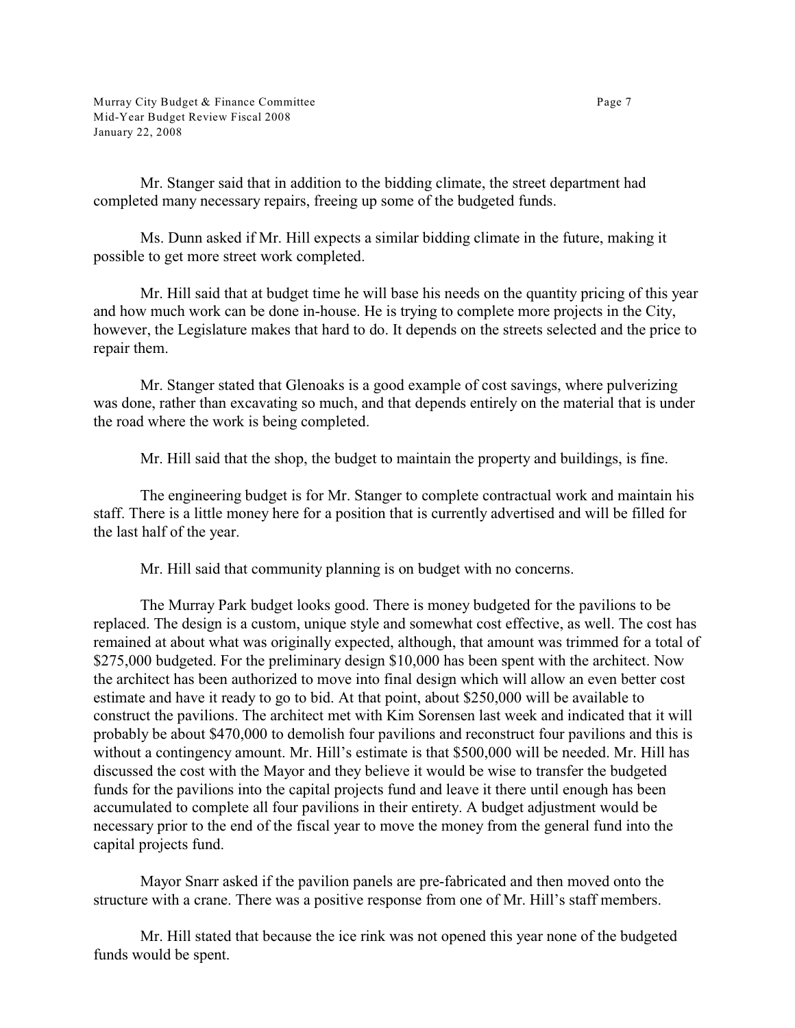Mr. Stanger said that in addition to the bidding climate, the street department had completed many necessary repairs, freeing up some of the budgeted funds.

Ms. Dunn asked if Mr. Hill expects a similar bidding climate in the future, making it possible to get more street work completed.

Mr. Hill said that at budget time he will base his needs on the quantity pricing of this year and how much work can be done in-house. He is trying to complete more projects in the City, however, the Legislature makes that hard to do. It depends on the streets selected and the price to repair them.

Mr. Stanger stated that Glenoaks is a good example of cost savings, where pulverizing was done, rather than excavating so much, and that depends entirely on the material that is under the road where the work is being completed.

Mr. Hill said that the shop, the budget to maintain the property and buildings, is fine.

The engineering budget is for Mr. Stanger to complete contractual work and maintain his staff. There is a little money here for a position that is currently advertised and will be filled for the last half of the year.

Mr. Hill said that community planning is on budget with no concerns.

The Murray Park budget looks good. There is money budgeted for the pavilions to be replaced. The design is a custom, unique style and somewhat cost effective, as well. The cost has remained at about what was originally expected, although, that amount was trimmed for a total of $275,000 budgeted. For the preliminary design $10,000 has been spent with the architect. Now the architect has been authorized to move into final design which will allow an even better cost estimate and have it ready to go to bid. At that point, about $250,000 will be available to construct the pavilions. The architect met with Kim Sorensen last week and indicated that it will probably be about $470,000 to demolish four pavilions and reconstruct four pavilions and this is without a contingency amount. Mr. Hill's estimate is that $500,000 will be needed. Mr. Hill has discussed the cost with the Mayor and they believe it would be wise to transfer the budgeted funds for the pavilions into the capital projects fund and leave it there until enough has been accumulated to complete all four pavilions in their entirety. A budget adjustment would be necessary prior to the end of the fiscal year to move the money from the general fund into the capital projects fund.

Mayor Snarr asked if the pavilion panels are pre-fabricated and then moved onto the structure with a crane. There was a positive response from one of Mr. Hill's staff members.

Mr. Hill stated that because the ice rink was not opened this year none of the budgeted funds would be spent.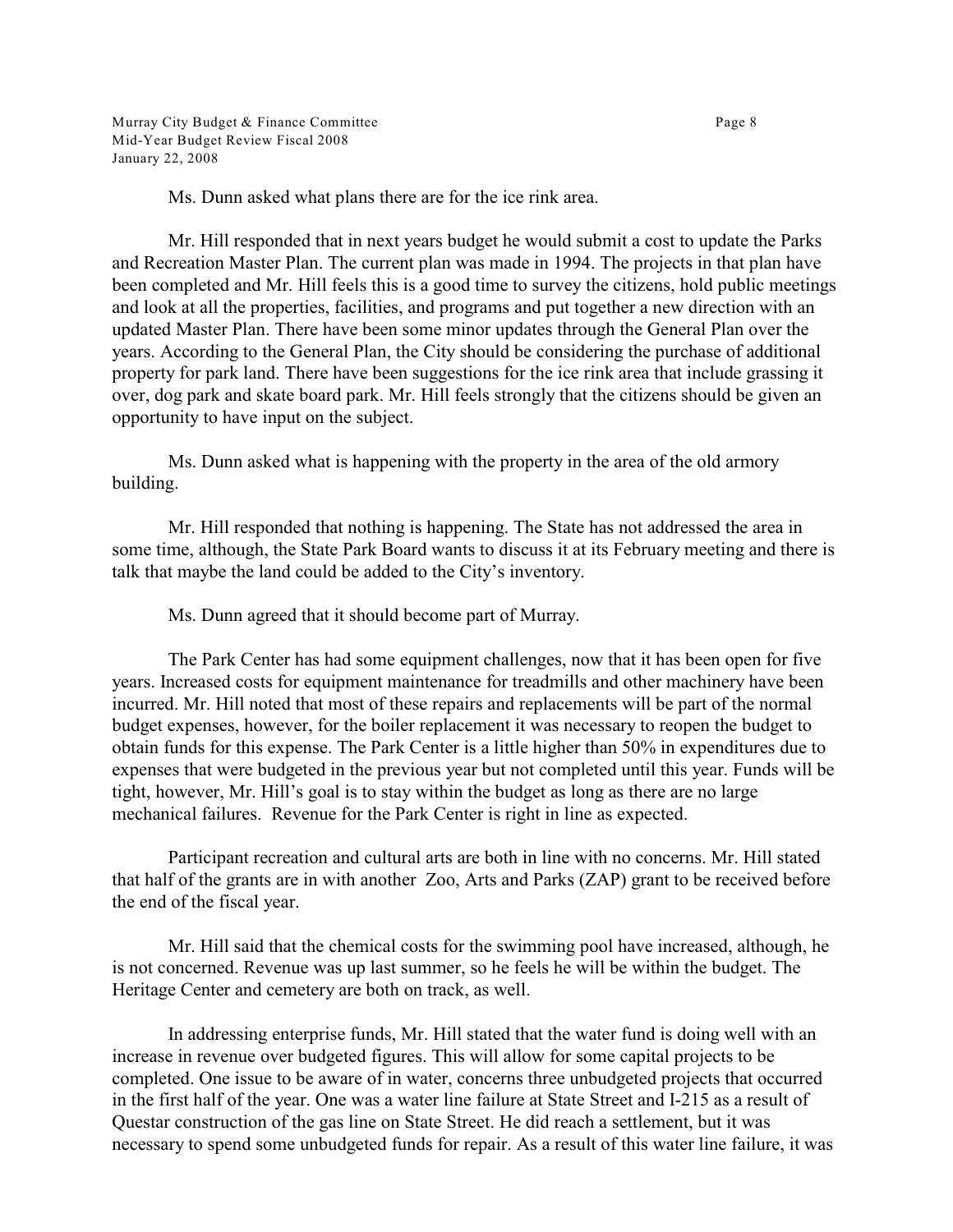Ms. Dunn asked what plans there are for the ice rink area.

Mr. Hill responded that in next years budget he would submit a cost to update the Parks and Recreation Master Plan. The current plan was made in 1994. The projects in that plan have been completed and Mr. Hill feels this is a good time to survey the citizens, hold public meetings and look at all the properties, facilities, and programs and put together a new direction with an updated Master Plan. There have been some minor updates through the General Plan over the years. According to the General Plan, the City should be considering the purchase of additional property for park land. There have been suggestions for the ice rink area that include grassing it over, dog park and skate board park. Mr. Hill feels strongly that the citizens should be given an opportunity to have input on the subject.

Ms. Dunn asked what is happening with the property in the area of the old armory building.

Mr. Hill responded that nothing is happening. The State has not addressed the area in some time, although, the State Park Board wants to discuss it at its February meeting and there is talk that maybe the land could be added to the City's inventory.

Ms. Dunn agreed that it should become part of Murray.

The Park Center has had some equipment challenges, now that it has been open for five years. Increased costs for equipment maintenance for treadmills and other machinery have been incurred. Mr. Hill noted that most of these repairs and replacements will be part of the normal budget expenses, however, for the boiler replacement it was necessary to reopen the budget to obtain funds for this expense. The Park Center is a little higher than 50% in expenditures due to expenses that were budgeted in the previous year but not completed until this year. Funds will be tight, however, Mr. Hill's goal is to stay within the budget as long as there are no large mechanical failures. Revenue for the Park Center is right in line as expected.

Participant recreation and cultural arts are both in line with no concerns. Mr. Hill stated that half of the grants are in with another Zoo, Arts and Parks (ZAP) grant to be received before the end of the fiscal year.

Mr. Hill said that the chemical costs for the swimming pool have increased, although, he is not concerned. Revenue was up last summer, so he feels he will be within the budget. The Heritage Center and cemetery are both on track, as well.

In addressing enterprise funds, Mr. Hill stated that the water fund is doing well with an increase in revenue over budgeted figures. This will allow for some capital projects to be completed. One issue to be aware of in water, concerns three unbudgeted projects that occurred in the first half of the year. One was a water line failure at State Street and I-215 as a result of Questar construction of the gas line on State Street. He did reach a settlement, but it was necessary to spend some unbudgeted funds for repair. As a result of this water line failure, it was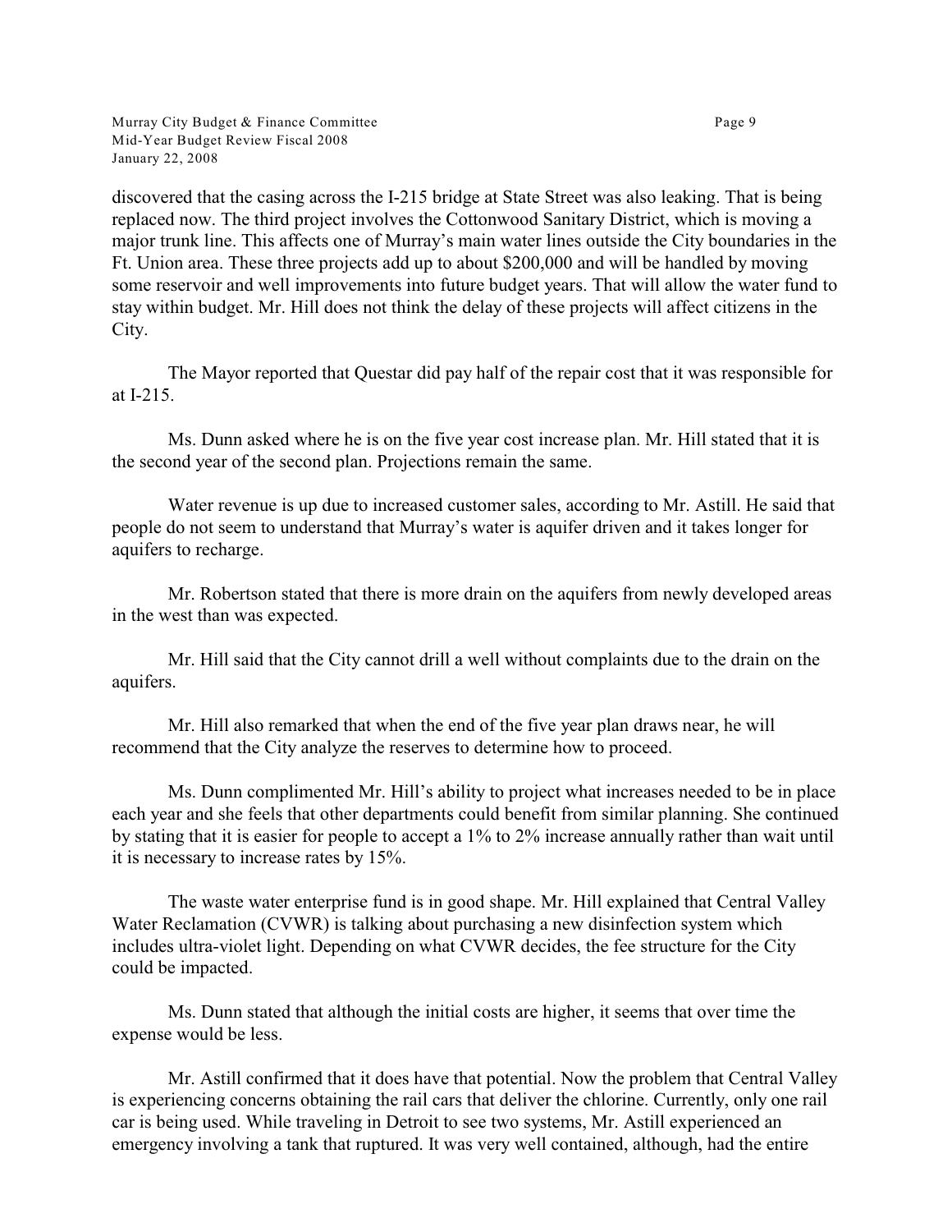discovered that the casing across the I-215 bridge at State Street was also leaking. That is being replaced now. The third project involves the Cottonwood Sanitary District, which is moving a major trunk line. This affects one of Murray's main water lines outside the City boundaries in the Ft. Union area. These three projects add up to about $200,000 and will be handled by moving some reservoir and well improvements into future budget years. That will allow the water fund to stay within budget. Mr. Hill does not think the delay of these projects will affect citizens in the City.

The Mayor reported that Questar did pay half of the repair cost that it was responsible for at I-215.

Ms. Dunn asked where he is on the five year cost increase plan. Mr. Hill stated that it is the second year of the second plan. Projections remain the same.

Water revenue is up due to increased customer sales, according to Mr. Astill. He said that people do not seem to understand that Murray's water is aquifer driven and it takes longer for aquifers to recharge.

Mr. Robertson stated that there is more drain on the aquifers from newly developed areas in the west than was expected.

Mr. Hill said that the City cannot drill a well without complaints due to the drain on the aquifers.

Mr. Hill also remarked that when the end of the five year plan draws near, he will recommend that the City analyze the reserves to determine how to proceed.

Ms. Dunn complimented Mr. Hill's ability to project what increases needed to be in place each year and she feels that other departments could benefit from similar planning. She continued by stating that it is easier for people to accept a 1% to 2% increase annually rather than wait until it is necessary to increase rates by 15%.

The waste water enterprise fund is in good shape. Mr. Hill explained that Central Valley Water Reclamation (CVWR) is talking about purchasing a new disinfection system which includes ultra-violet light. Depending on what CVWR decides, the fee structure for the City could be impacted.

Ms. Dunn stated that although the initial costs are higher, it seems that over time the expense would be less.

Mr. Astill confirmed that it does have that potential. Now the problem that Central Valley is experiencing concerns obtaining the rail cars that deliver the chlorine. Currently, only one rail car is being used. While traveling in Detroit to see two systems, Mr. Astill experienced an emergency involving a tank that ruptured. It was very well contained, although, had the entire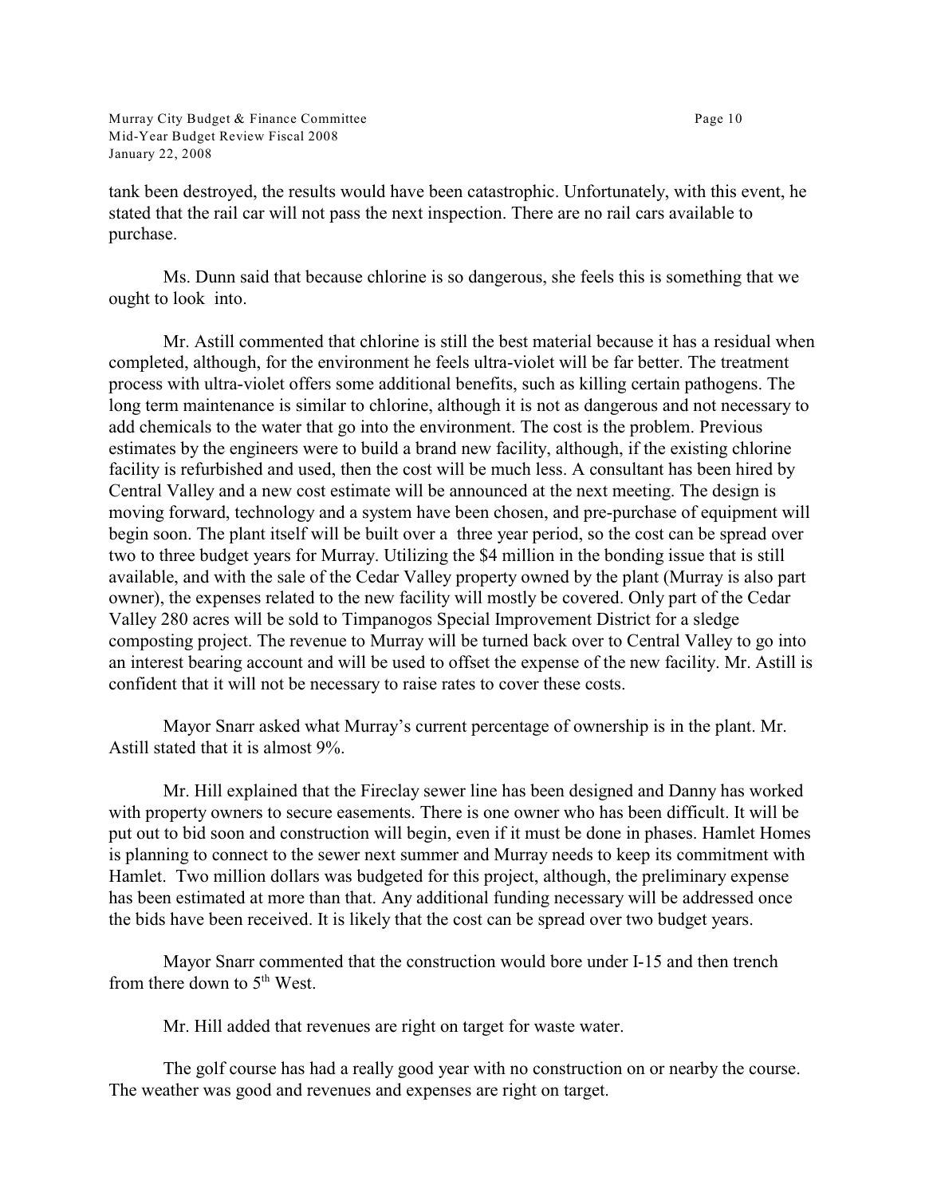tank been destroyed, the results would have been catastrophic. Unfortunately, with this event, he stated that the rail car will not pass the next inspection. There are no rail cars available to purchase.

Ms. Dunn said that because chlorine is so dangerous, she feels this is something that we ought to look into.

Mr. Astill commented that chlorine is still the best material because it has a residual when completed, although, for the environment he feels ultra-violet will be far better. The treatment process with ultra-violet offers some additional benefits, such as killing certain pathogens. The long term maintenance is similar to chlorine, although it is not as dangerous and not necessary to add chemicals to the water that go into the environment. The cost is the problem. Previous estimates by the engineers were to build a brand new facility, although, if the existing chlorine facility is refurbished and used, then the cost will be much less. A consultant has been hired by Central Valley and a new cost estimate will be announced at the next meeting. The design is moving forward, technology and a system have been chosen, and pre-purchase of equipment will begin soon. The plant itself will be built over a three year period, so the cost can be spread over two to three budget years for Murray. Utilizing the $4 million in the bonding issue that is still available, and with the sale of the Cedar Valley property owned by the plant (Murray is also part owner), the expenses related to the new facility will mostly be covered. Only part of the Cedar Valley 280 acres will be sold to Timpanogos Special Improvement District for a sledge composting project. The revenue to Murray will be turned back over to Central Valley to go into an interest bearing account and will be used to offset the expense of the new facility. Mr. Astill is confident that it will not be necessary to raise rates to cover these costs.

Mayor Snarr asked what Murray's current percentage of ownership is in the plant. Mr. Astill stated that it is almost 9%.

Mr. Hill explained that the Fireclay sewer line has been designed and Danny has worked with property owners to secure easements. There is one owner who has been difficult. It will be put out to bid soon and construction will begin, even if it must be done in phases. Hamlet Homes is planning to connect to the sewer next summer and Murray needs to keep its commitment with Hamlet. Two million dollars was budgeted for this project, although, the preliminary expense has been estimated at more than that. Any additional funding necessary will be addressed once the bids have been received. It is likely that the cost can be spread over two budget years.

Mayor Snarr commented that the construction would bore under I-15 and then trench from there down to 5th West.

Mr. Hill added that revenues are right on target for waste water.

The golf course has had a really good year with no construction on or nearby the course. The weather was good and revenues and expenses are right on target.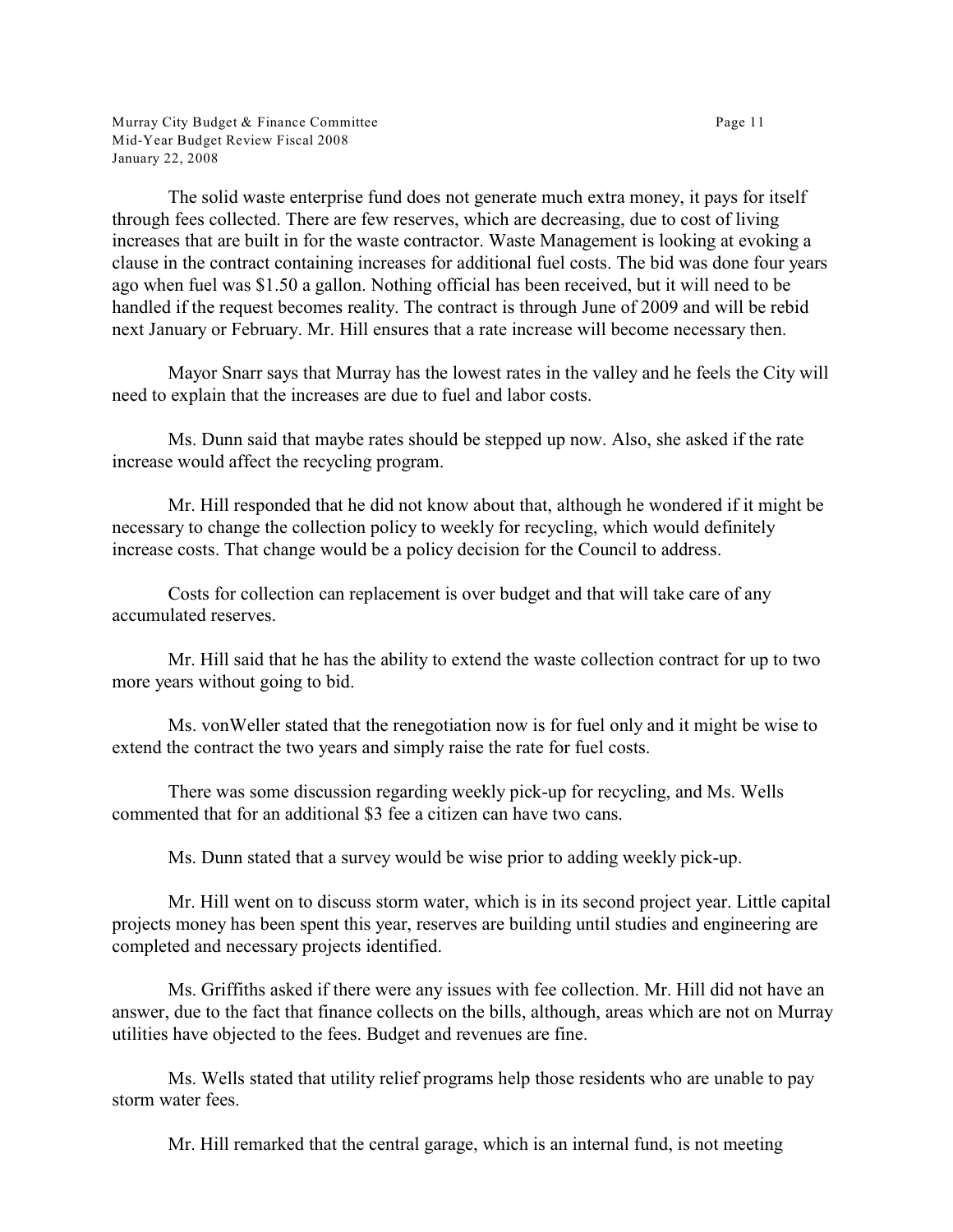The solid waste enterprise fund does not generate much extra money, it pays for itself through fees collected. There are few reserves, which are decreasing, due to cost of living increases that are built in for the waste contractor. Waste Management is looking at evoking a clause in the contract containing increases for additional fuel costs. The bid was done four years ago when fuel was $1.50 a gallon. Nothing official has been received, but it will need to be handled if the request becomes reality. The contract is through June of 2009 and will be rebid next January or February. Mr. Hill ensures that a rate increase will become necessary then.

Mayor Snarr says that Murray has the lowest rates in the valley and he feels the City will need to explain that the increases are due to fuel and labor costs.

Ms. Dunn said that maybe rates should be stepped up now. Also, she asked if the rate increase would affect the recycling program.

Mr. Hill responded that he did not know about that, although he wondered if it might be necessary to change the collection policy to weekly for recycling, which would definitely increase costs. That change would be a policy decision for the Council to address.

Costs for collection can replacement is over budget and that will take care of any accumulated reserves.

Mr. Hill said that he has the ability to extend the waste collection contract for up to two more years without going to bid.

Ms. vonWeller stated that the renegotiation now is for fuel only and it might be wise to extend the contract the two years and simply raise the rate for fuel costs.

There was some discussion regarding weekly pick-up for recycling, and Ms. Wells commented that for an additional $3 fee a citizen can have two cans.

Ms. Dunn stated that a survey would be wise prior to adding weekly pick-up.

Mr. Hill went on to discuss storm water, which is in its second project year. Little capital projects money has been spent this year, reserves are building until studies and engineering are completed and necessary projects identified.

Ms. Griffiths asked if there were any issues with fee collection. Mr. Hill did not have an answer, due to the fact that finance collects on the bills, although, areas which are not on Murray utilities have objected to the fees. Budget and revenues are fine.

Ms. Wells stated that utility relief programs help those residents who are unable to pay storm water fees.

Mr. Hill remarked that the central garage, which is an internal fund, is not meeting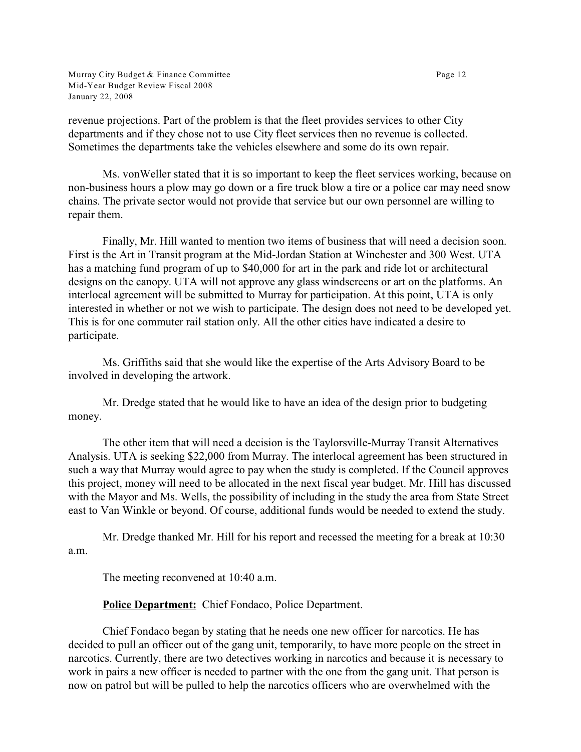revenue projections. Part of the problem is that the fleet provides services to other City departments and if they chose not to use City fleet services then no revenue is collected. Sometimes the departments take the vehicles elsewhere and some do its own repair.

Ms. vonWeller stated that it is so important to keep the fleet services working, because on non-business hours a plow may go down or a fire truck blow a tire or a police car may need snow chains. The private sector would not provide that service but our own personnel are willing to repair them.

Finally, Mr. Hill wanted to mention two items of business that will need a decision soon. First is the Art in Transit program at the Mid-Jordan Station at Winchester and 300 West. UTA has a matching fund program of up to $40,000 for art in the park and ride lot or architectural designs on the canopy. UTA will not approve any glass windscreens or art on the platforms. An interlocal agreement will be submitted to Murray for participation. At this point, UTA is only interested in whether or not we wish to participate. The design does not need to be developed yet. This is for one commuter rail station only. All the other cities have indicated a desire to participate.

Ms. Griffiths said that she would like the expertise of the Arts Advisory Board to be involved in developing the artwork.

Mr. Dredge stated that he would like to have an idea of the design prior to budgeting money.

The other item that will need a decision is the Taylorsville-Murray Transit Alternatives Analysis. UTA is seeking $22,000 from Murray. The interlocal agreement has been structured in such a way that Murray would agree to pay when the study is completed. If the Council approves this project, money will need to be allocated in the next fiscal year budget. Mr. Hill has discussed with the Mayor and Ms. Wells, the possibility of including in the study the area from State Street east to Van Winkle or beyond. Of course, additional funds would be needed to extend the study.

Mr. Dredge thanked Mr. Hill for his report and recessed the meeting for a break at 10:30 a.m.

The meeting reconvened at 10:40 a.m.

**Police Department:** Chief Fondaco, Police Department.

Chief Fondaco began by stating that he needs one new officer for narcotics. He has decided to pull an officer out of the gang unit, temporarily, to have more people on the street in narcotics. Currently, there are two detectives working in narcotics and because it is necessary to work in pairs a new officer is needed to partner with the one from the gang unit. That person is now on patrol but will be pulled to help the narcotics officers who are overwhelmed with the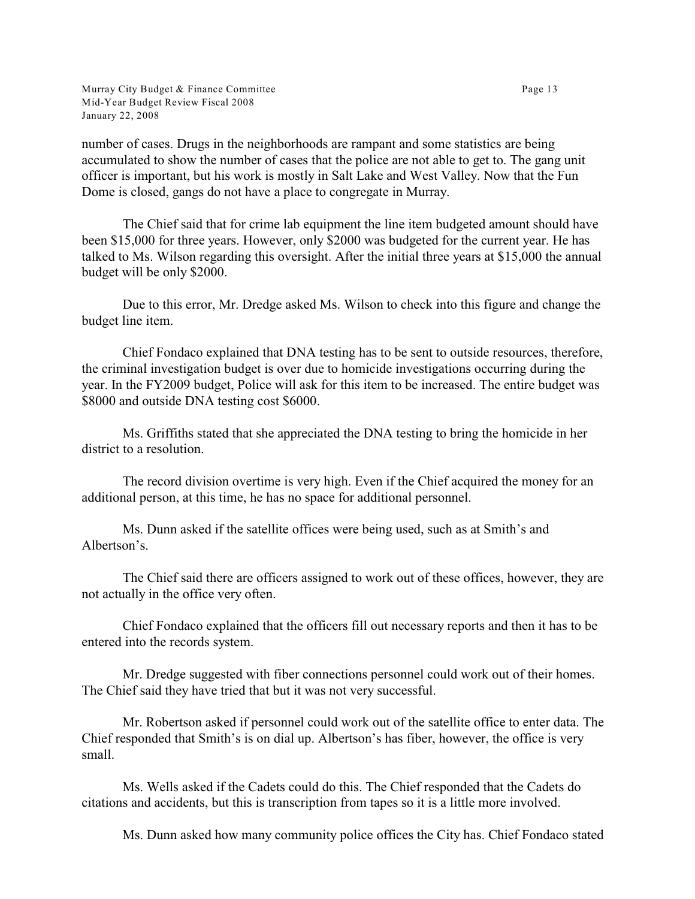number of cases. Drugs in the neighborhoods are rampant and some statistics are being accumulated to show the number of cases that the police are not able to get to. The gang unit officer is important, but his work is mostly in Salt Lake and West Valley. Now that the Fun Dome is closed, gangs do not have a place to congregate in Murray.

The Chief said that for crime lab equipment the line item budgeted amount should have been $15,000 for three years. However, only $2000 was budgeted for the current year. He has talked to Ms. Wilson regarding this oversight. After the initial three years at $15,000 the annual budget will be only $2000.

Due to this error, Mr. Dredge asked Ms. Wilson to check into this figure and change the budget line item.

Chief Fondaco explained that DNA testing has to be sent to outside resources, therefore, the criminal investigation budget is over due to homicide investigations occurring during the year. In the FY2009 budget, Police will ask for this item to be increased. The entire budget was $8000 and outside DNA testing cost $6000.

Ms. Griffiths stated that she appreciated the DNA testing to bring the homicide in her district to a resolution.

The record division overtime is very high. Even if the Chief acquired the money for an additional person, at this time, he has no space for additional personnel.

Ms. Dunn asked if the satellite offices were being used, such as at Smith's and Albertson's.

The Chief said there are officers assigned to work out of these offices, however, they are not actually in the office very often.

Chief Fondaco explained that the officers fill out necessary reports and then it has to be entered into the records system.

Mr. Dredge suggested with fiber connections personnel could work out of their homes. The Chief said they have tried that but it was not very successful.

Mr. Robertson asked if personnel could work out of the satellite office to enter data. The Chief responded that Smith's is on dial up. Albertson's has fiber, however, the office is very small.

Ms. Wells asked if the Cadets could do this. The Chief responded that the Cadets do citations and accidents, but this is transcription from tapes so it is a little more involved.

Ms. Dunn asked how many community police offices the City has. Chief Fondaco stated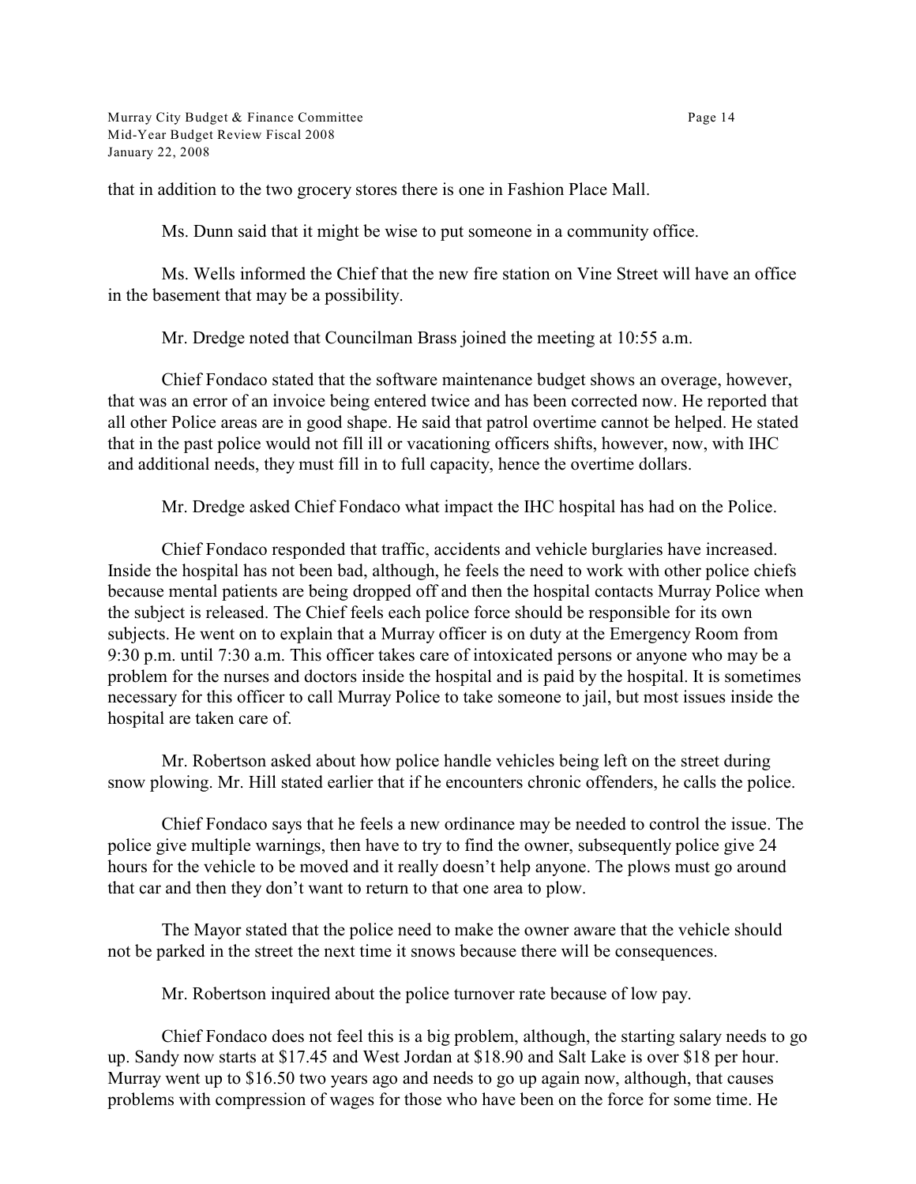that in addition to the two grocery stores there is one in Fashion Place Mall.

Ms. Dunn said that it might be wise to put someone in a community office.

Ms. Wells informed the Chief that the new fire station on Vine Street will have an office in the basement that may be a possibility.

Mr. Dredge noted that Councilman Brass joined the meeting at 10:55 a.m.

Chief Fondaco stated that the software maintenance budget shows an overage, however, that was an error of an invoice being entered twice and has been corrected now. He reported that all other Police areas are in good shape. He said that patrol overtime cannot be helped. He stated that in the past police would not fill ill or vacationing officers shifts, however, now, with IHC and additional needs, they must fill in to full capacity, hence the overtime dollars.

Mr. Dredge asked Chief Fondaco what impact the IHC hospital has had on the Police.

Chief Fondaco responded that traffic, accidents and vehicle burglaries have increased. Inside the hospital has not been bad, although, he feels the need to work with other police chiefs because mental patients are being dropped off and then the hospital contacts Murray Police when the subject is released. The Chief feels each police force should be responsible for its own subjects. He went on to explain that a Murray officer is on duty at the Emergency Room from 9:30 p.m. until 7:30 a.m. This officer takes care of intoxicated persons or anyone who may be a problem for the nurses and doctors inside the hospital and is paid by the hospital. It is sometimes necessary for this officer to call Murray Police to take someone to jail, but most issues inside the hospital are taken care of.

Mr. Robertson asked about how police handle vehicles being left on the street during snow plowing. Mr. Hill stated earlier that if he encounters chronic offenders, he calls the police.

Chief Fondaco says that he feels a new ordinance may be needed to control the issue. The police give multiple warnings, then have to try to find the owner, subsequently police give 24 hours for the vehicle to be moved and it really doesn't help anyone. The plows must go around that car and then they don't want to return to that one area to plow.

The Mayor stated that the police need to make the owner aware that the vehicle should not be parked in the street the next time it snows because there will be consequences.

Mr. Robertson inquired about the police turnover rate because of low pay.

Chief Fondaco does not feel this is a big problem, although, the starting salary needs to go up. Sandy now starts at $17.45 and West Jordan at $18.90 and Salt Lake is over $18 per hour. Murray went up to $16.50 two years ago and needs to go up again now, although, that causes problems with compression of wages for those who have been on the force for some time. He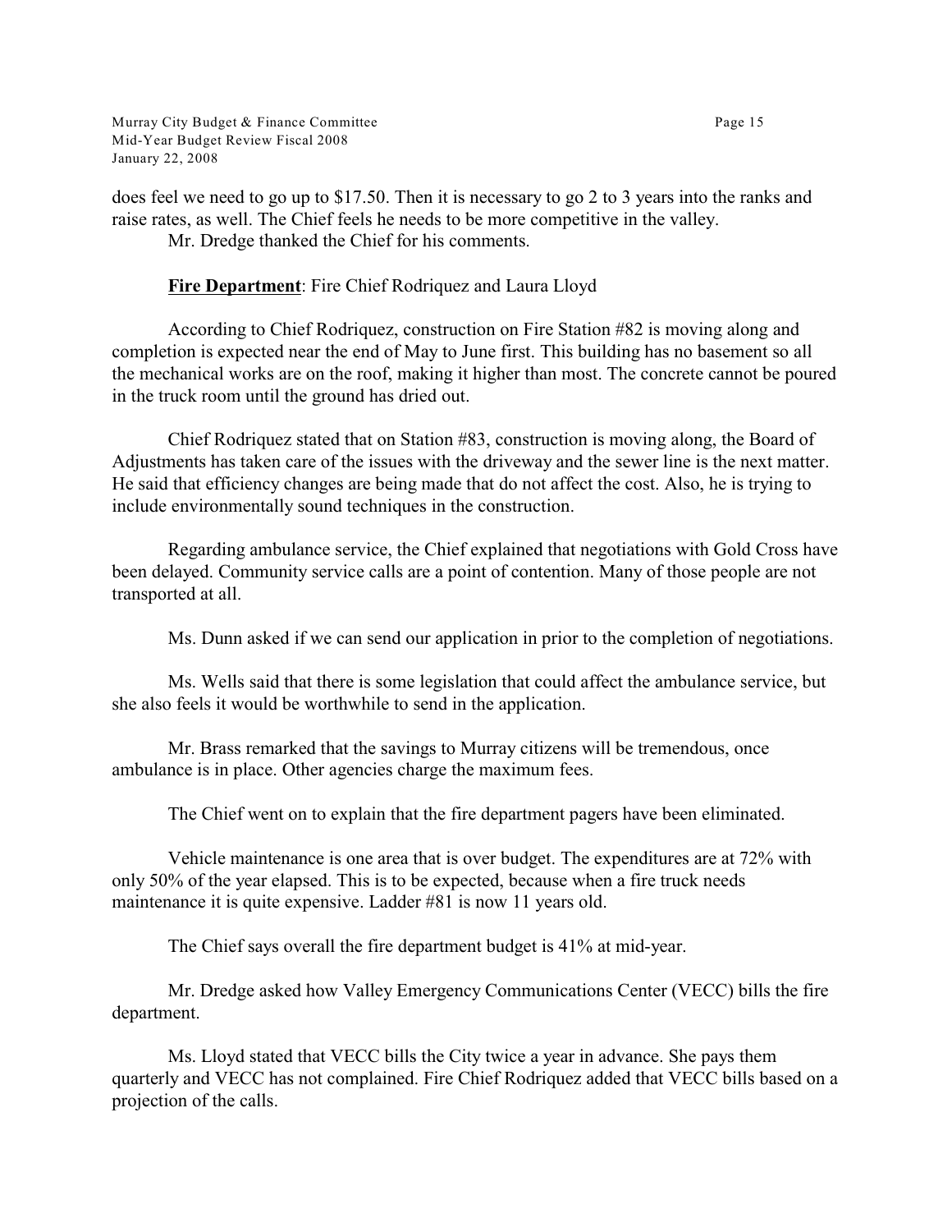does feel we need to go up to $17.50. Then it is necessary to go 2 to 3 years into the ranks and raise rates, as well. The Chief feels he needs to be more competitive in the valley.

Mr. Dredge thanked the Chief for his comments.

**Fire Department**: Fire Chief Rodriquez and Laura Lloyd

According to Chief Rodriquez, construction on Fire Station #82 is moving along and completion is expected near the end of May to June first. This building has no basement so all the mechanical works are on the roof, making it higher than most. The concrete cannot be poured in the truck room until the ground has dried out.

Chief Rodriquez stated that on Station #83, construction is moving along, the Board of Adjustments has taken care of the issues with the driveway and the sewer line is the next matter. He said that efficiency changes are being made that do not affect the cost. Also, he is trying to include environmentally sound techniques in the construction.

Regarding ambulance service, the Chief explained that negotiations with Gold Cross have been delayed. Community service calls are a point of contention. Many of those people are not transported at all.

Ms. Dunn asked if we can send our application in prior to the completion of negotiations.

Ms. Wells said that there is some legislation that could affect the ambulance service, but she also feels it would be worthwhile to send in the application.

Mr. Brass remarked that the savings to Murray citizens will be tremendous, once ambulance is in place. Other agencies charge the maximum fees.

The Chief went on to explain that the fire department pagers have been eliminated.

Vehicle maintenance is one area that is over budget. The expenditures are at 72% with only 50% of the year elapsed. This is to be expected, because when a fire truck needs maintenance it is quite expensive. Ladder #81 is now 11 years old.

The Chief says overall the fire department budget is 41% at mid-year.

Mr. Dredge asked how Valley Emergency Communications Center (VECC) bills the fire department.

Ms. Lloyd stated that VECC bills the City twice a year in advance. She pays them quarterly and VECC has not complained. Fire Chief Rodriquez added that VECC bills based on a projection of the calls.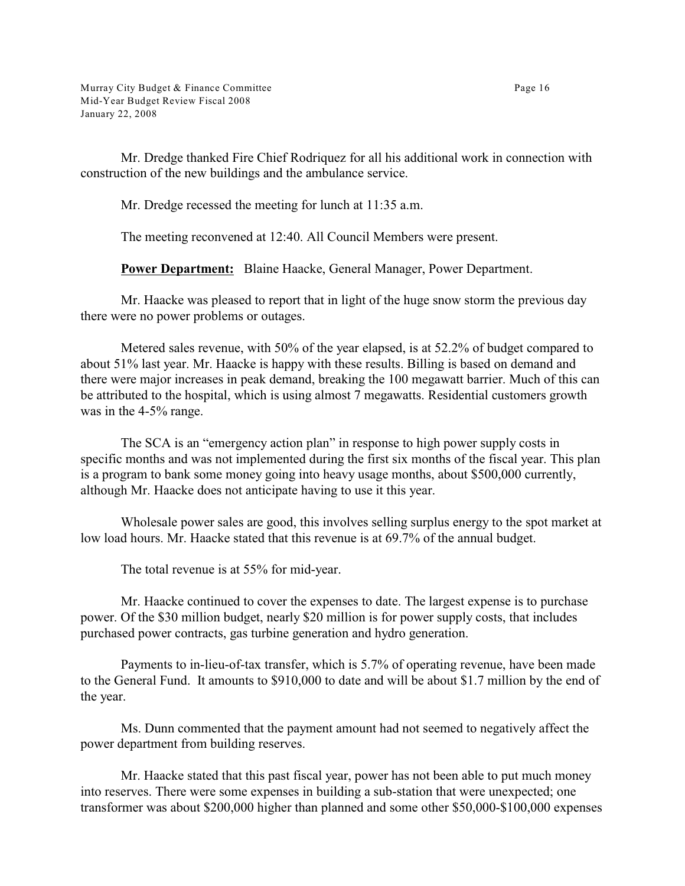Mr. Dredge thanked Fire Chief Rodriquez for all his additional work in connection with construction of the new buildings and the ambulance service.

Mr. Dredge recessed the meeting for lunch at 11:35 a.m.

The meeting reconvened at 12:40. All Council Members were present.

**Power Department:** Blaine Haacke, General Manager, Power Department.

Mr. Haacke was pleased to report that in light of the huge snow storm the previous day there were no power problems or outages.

Metered sales revenue, with 50% of the year elapsed, is at 52.2% of budget compared to about 51% last year. Mr. Haacke is happy with these results. Billing is based on demand and there were major increases in peak demand, breaking the 100 megawatt barrier. Much of this can be attributed to the hospital, which is using almost 7 megawatts. Residential customers growth was in the 4-5% range.

The SCA is an "emergency action plan" in response to high power supply costs in specific months and was not implemented during the first six months of the fiscal year. This plan is a program to bank some money going into heavy usage months, about $500,000 currently, although Mr. Haacke does not anticipate having to use it this year.

Wholesale power sales are good, this involves selling surplus energy to the spot market at low load hours. Mr. Haacke stated that this revenue is at 69.7% of the annual budget.

The total revenue is at 55% for mid-year.

Mr. Haacke continued to cover the expenses to date. The largest expense is to purchase power. Of the $30 million budget, nearly $20 million is for power supply costs, that includes purchased power contracts, gas turbine generation and hydro generation.

Payments to in-lieu-of-tax transfer, which is 5.7% of operating revenue, have been made to the General Fund. It amounts to $910,000 to date and will be about $1.7 million by the end of the year.

Ms. Dunn commented that the payment amount had not seemed to negatively affect the power department from building reserves.

Mr. Haacke stated that this past fiscal year, power has not been able to put much money into reserves. There were some expenses in building a sub-station that were unexpected; one transformer was about $200,000 higher than planned and some other $50,000-$100,000 expenses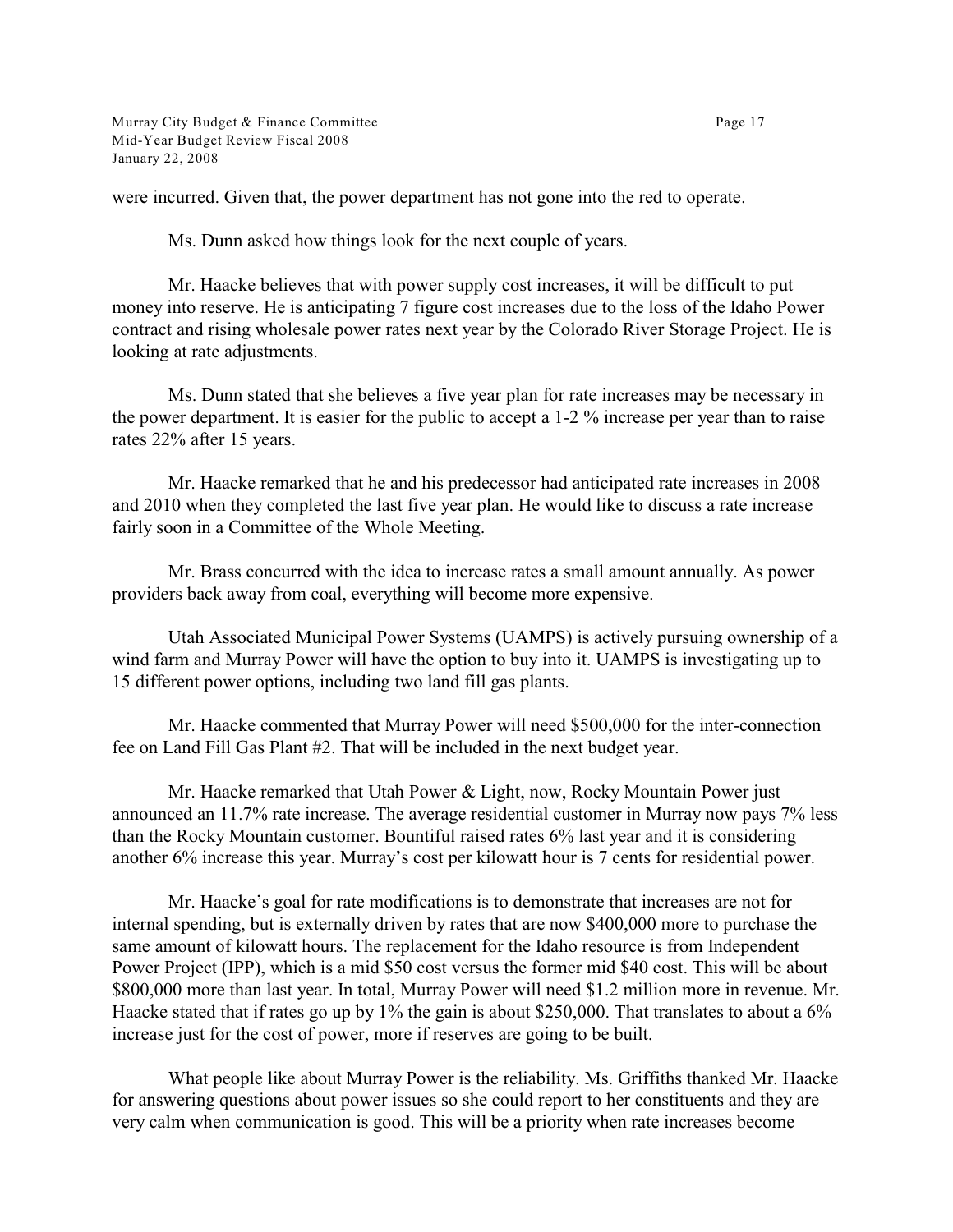were incurred. Given that, the power department has not gone into the red to operate.

Ms. Dunn asked how things look for the next couple of years.

Mr. Haacke believes that with power supply cost increases, it will be difficult to put money into reserve. He is anticipating 7 figure cost increases due to the loss of the Idaho Power contract and rising wholesale power rates next year by the Colorado River Storage Project. He is looking at rate adjustments.

Ms. Dunn stated that she believes a five year plan for rate increases may be necessary in the power department. It is easier for the public to accept a 1-2 % increase per year than to raise rates 22% after 15 years.

Mr. Haacke remarked that he and his predecessor had anticipated rate increases in 2008 and 2010 when they completed the last five year plan. He would like to discuss a rate increase fairly soon in a Committee of the Whole Meeting.

Mr. Brass concurred with the idea to increase rates a small amount annually. As power providers back away from coal, everything will become more expensive.

Utah Associated Municipal Power Systems (UAMPS) is actively pursuing ownership of a wind farm and Murray Power will have the option to buy into it. UAMPS is investigating up to 15 different power options, including two land fill gas plants.

Mr. Haacke commented that Murray Power will need $500,000 for the inter-connection fee on Land Fill Gas Plant #2. That will be included in the next budget year.

Mr. Haacke remarked that Utah Power & Light, now, Rocky Mountain Power just announced an 11.7% rate increase. The average residential customer in Murray now pays 7% less than the Rocky Mountain customer. Bountiful raised rates 6% last year and it is considering another 6% increase this year. Murray's cost per kilowatt hour is 7 cents for residential power.

Mr. Haacke's goal for rate modifications is to demonstrate that increases are not for internal spending, but is externally driven by rates that are now $400,000 more to purchase the same amount of kilowatt hours. The replacement for the Idaho resource is from Independent Power Project (IPP), which is a mid $50 cost versus the former mid $40 cost. This will be about $800,000 more than last year. In total, Murray Power will need $1.2 million more in revenue. Mr. Haacke stated that if rates go up by 1% the gain is about $250,000. That translates to about a 6% increase just for the cost of power, more if reserves are going to be built.

What people like about Murray Power is the reliability. Ms. Griffiths thanked Mr. Haacke for answering questions about power issues so she could report to her constituents and they are very calm when communication is good. This will be a priority when rate increases become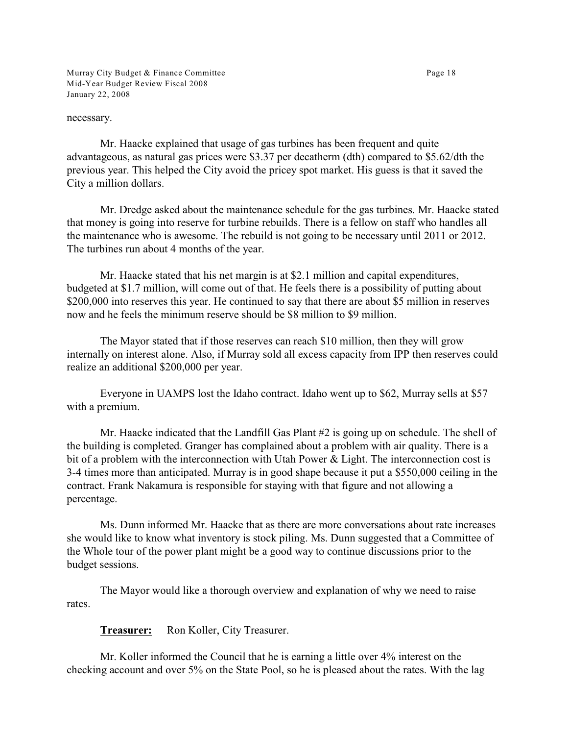necessary.

Mr. Haacke explained that usage of gas turbines has been frequent and quite advantageous, as natural gas prices were $3.37 per decatherm (dth) compared to $5.62/dth the previous year. This helped the City avoid the pricey spot market. His guess is that it saved the City a million dollars.

Mr. Dredge asked about the maintenance schedule for the gas turbines. Mr. Haacke stated that money is going into reserve for turbine rebuilds. There is a fellow on staff who handles all the maintenance who is awesome. The rebuild is not going to be necessary until 2011 or 2012. The turbines run about 4 months of the year.

Mr. Haacke stated that his net margin is at $2.1 million and capital expenditures, budgeted at $1.7 million, will come out of that. He feels there is a possibility of putting about $200,000 into reserves this year. He continued to say that there are about $5 million in reserves now and he feels the minimum reserve should be $8 million to $9 million.

The Mayor stated that if those reserves can reach $10 million, then they will grow internally on interest alone. Also, if Murray sold all excess capacity from IPP then reserves could realize an additional $200,000 per year.

Everyone in UAMPS lost the Idaho contract. Idaho went up to $62, Murray sells at $57 with a premium.

Mr. Haacke indicated that the Landfill Gas Plant #2 is going up on schedule. The shell of the building is completed. Granger has complained about a problem with air quality. There is a bit of a problem with the interconnection with Utah Power & Light. The interconnection cost is 3-4 times more than anticipated. Murray is in good shape because it put a $550,000 ceiling in the contract. Frank Nakamura is responsible for staying with that figure and not allowing a percentage.

Ms. Dunn informed Mr. Haacke that as there are more conversations about rate increases she would like to know what inventory is stock piling. Ms. Dunn suggested that a Committee of the Whole tour of the power plant might be a good way to continue discussions prior to the budget sessions.

The Mayor would like a thorough overview and explanation of why we need to raise rates.

**Treasurer:** Ron Koller, City Treasurer.

Mr. Koller informed the Council that he is earning a little over 4% interest on the checking account and over 5% on the State Pool, so he is pleased about the rates. With the lag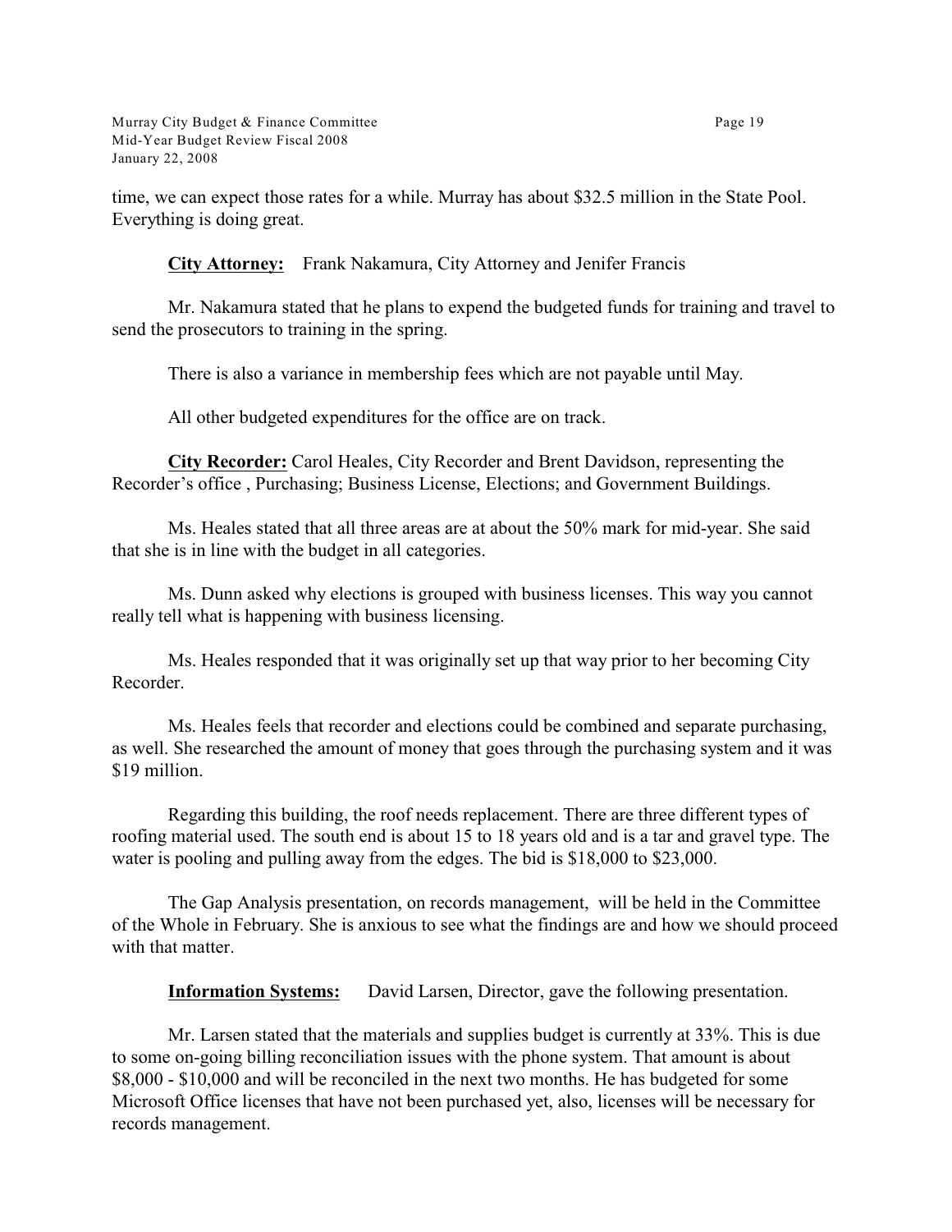time, we can expect those rates for a while. Murray has about $32.5 million in the State Pool. Everything is doing great.

**City Attorney:** Frank Nakamura, City Attorney and Jenifer Francis

Mr. Nakamura stated that he plans to expend the budgeted funds for training and travel to send the prosecutors to training in the spring.

There is also a variance in membership fees which are not payable until May.

All other budgeted expenditures for the office are on track.

**City Recorder:** Carol Heales, City Recorder and Brent Davidson, representing the Recorder's office , Purchasing; Business License, Elections; and Government Buildings.

Ms. Heales stated that all three areas are at about the 50% mark for mid-year. She said that she is in line with the budget in all categories.

Ms. Dunn asked why elections is grouped with business licenses. This way you cannot really tell what is happening with business licensing.

Ms. Heales responded that it was originally set up that way prior to her becoming City Recorder.

Ms. Heales feels that recorder and elections could be combined and separate purchasing, as well. She researched the amount of money that goes through the purchasing system and it was $19 million.

Regarding this building, the roof needs replacement. There are three different types of roofing material used. The south end is about 15 to 18 years old and is a tar and gravel type. The water is pooling and pulling away from the edges. The bid is $18,000 to $23,000.

The Gap Analysis presentation, on records management, will be held in the Committee of the Whole in February. She is anxious to see what the findings are and how we should proceed with that matter.

**Information Systems:** David Larsen, Director, gave the following presentation.

Mr. Larsen stated that the materials and supplies budget is currently at 33%. This is due to some on-going billing reconciliation issues with the phone system. That amount is about $8,000 - $10,000 and will be reconciled in the next two months. He has budgeted for some Microsoft Office licenses that have not been purchased yet, also, licenses will be necessary for records management.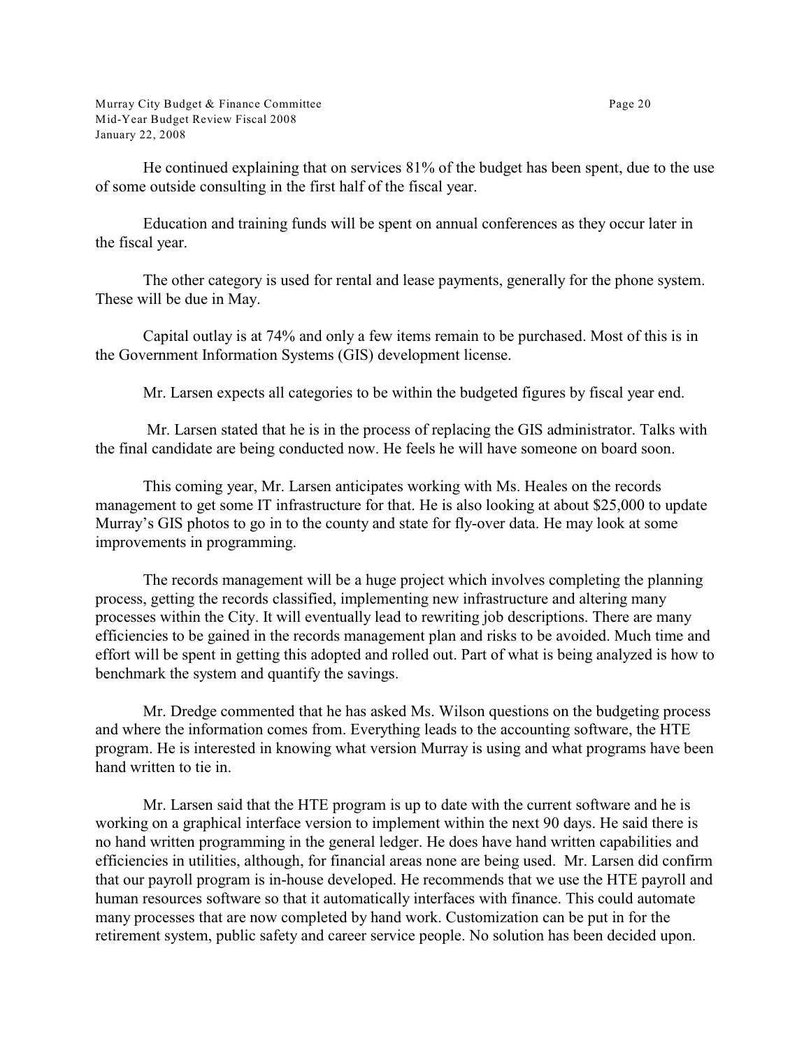He continued explaining that on services 81% of the budget has been spent, due to the use of some outside consulting in the first half of the fiscal year.

Education and training funds will be spent on annual conferences as they occur later in the fiscal year.

The other category is used for rental and lease payments, generally for the phone system. These will be due in May.

Capital outlay is at 74% and only a few items remain to be purchased. Most of this is in the Government Information Systems (GIS) development license.

Mr. Larsen expects all categories to be within the budgeted figures by fiscal year end.

Mr. Larsen stated that he is in the process of replacing the GIS administrator. Talks with the final candidate are being conducted now. He feels he will have someone on board soon.

This coming year, Mr. Larsen anticipates working with Ms. Heales on the records management to get some IT infrastructure for that. He is also looking at about $25,000 to update Murray's GIS photos to go in to the county and state for fly-over data. He may look at some improvements in programming.

The records management will be a huge project which involves completing the planning process, getting the records classified, implementing new infrastructure and altering many processes within the City. It will eventually lead to rewriting job descriptions. There are many efficiencies to be gained in the records management plan and risks to be avoided. Much time and effort will be spent in getting this adopted and rolled out. Part of what is being analyzed is how to benchmark the system and quantify the savings.

Mr. Dredge commented that he has asked Ms. Wilson questions on the budgeting process and where the information comes from. Everything leads to the accounting software, the HTE program. He is interested in knowing what version Murray is using and what programs have been hand written to tie in.

Mr. Larsen said that the HTE program is up to date with the current software and he is working on a graphical interface version to implement within the next 90 days. He said there is no hand written programming in the general ledger. He does have hand written capabilities and efficiencies in utilities, although, for financial areas none are being used. Mr. Larsen did confirm that our payroll program is in-house developed. He recommends that we use the HTE payroll and human resources software so that it automatically interfaces with finance. This could automate many processes that are now completed by hand work. Customization can be put in for the retirement system, public safety and career service people. No solution has been decided upon.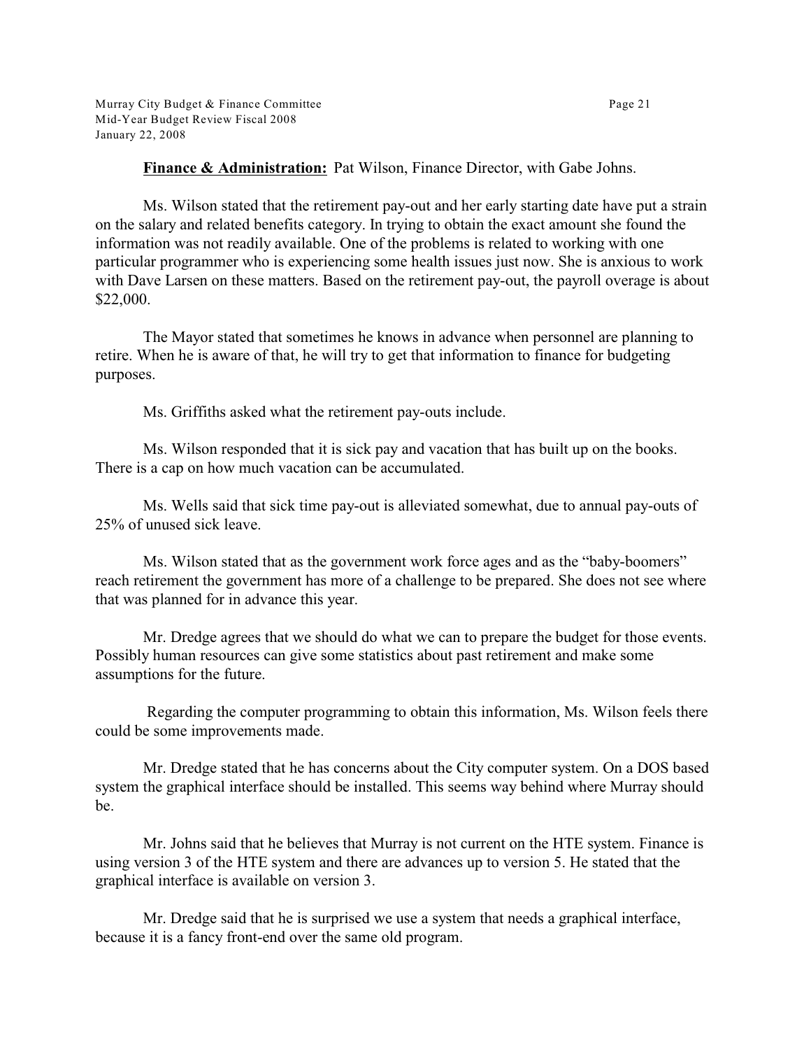**Finance & Administration:** Pat Wilson, Finance Director, with Gabe Johns.

Ms. Wilson stated that the retirement pay-out and her early starting date have put a strain on the salary and related benefits category. In trying to obtain the exact amount she found the information was not readily available. One of the problems is related to working with one particular programmer who is experiencing some health issues just now. She is anxious to work with Dave Larsen on these matters. Based on the retirement pay-out, the payroll overage is about $22,000.

The Mayor stated that sometimes he knows in advance when personnel are planning to retire. When he is aware of that, he will try to get that information to finance for budgeting purposes.

Ms. Griffiths asked what the retirement pay-outs include.

Ms. Wilson responded that it is sick pay and vacation that has built up on the books. There is a cap on how much vacation can be accumulated.

Ms. Wells said that sick time pay-out is alleviated somewhat, due to annual pay-outs of 25% of unused sick leave.

Ms. Wilson stated that as the government work force ages and as the "baby-boomers" reach retirement the government has more of a challenge to be prepared. She does not see where that was planned for in advance this year.

Mr. Dredge agrees that we should do what we can to prepare the budget for those events. Possibly human resources can give some statistics about past retirement and make some assumptions for the future.

Regarding the computer programming to obtain this information, Ms. Wilson feels there could be some improvements made.

Mr. Dredge stated that he has concerns about the City computer system. On a DOS based system the graphical interface should be installed. This seems way behind where Murray should be.

Mr. Johns said that he believes that Murray is not current on the HTE system. Finance is using version 3 of the HTE system and there are advances up to version 5. He stated that the graphical interface is available on version 3.

Mr. Dredge said that he is surprised we use a system that needs a graphical interface, because it is a fancy front-end over the same old program.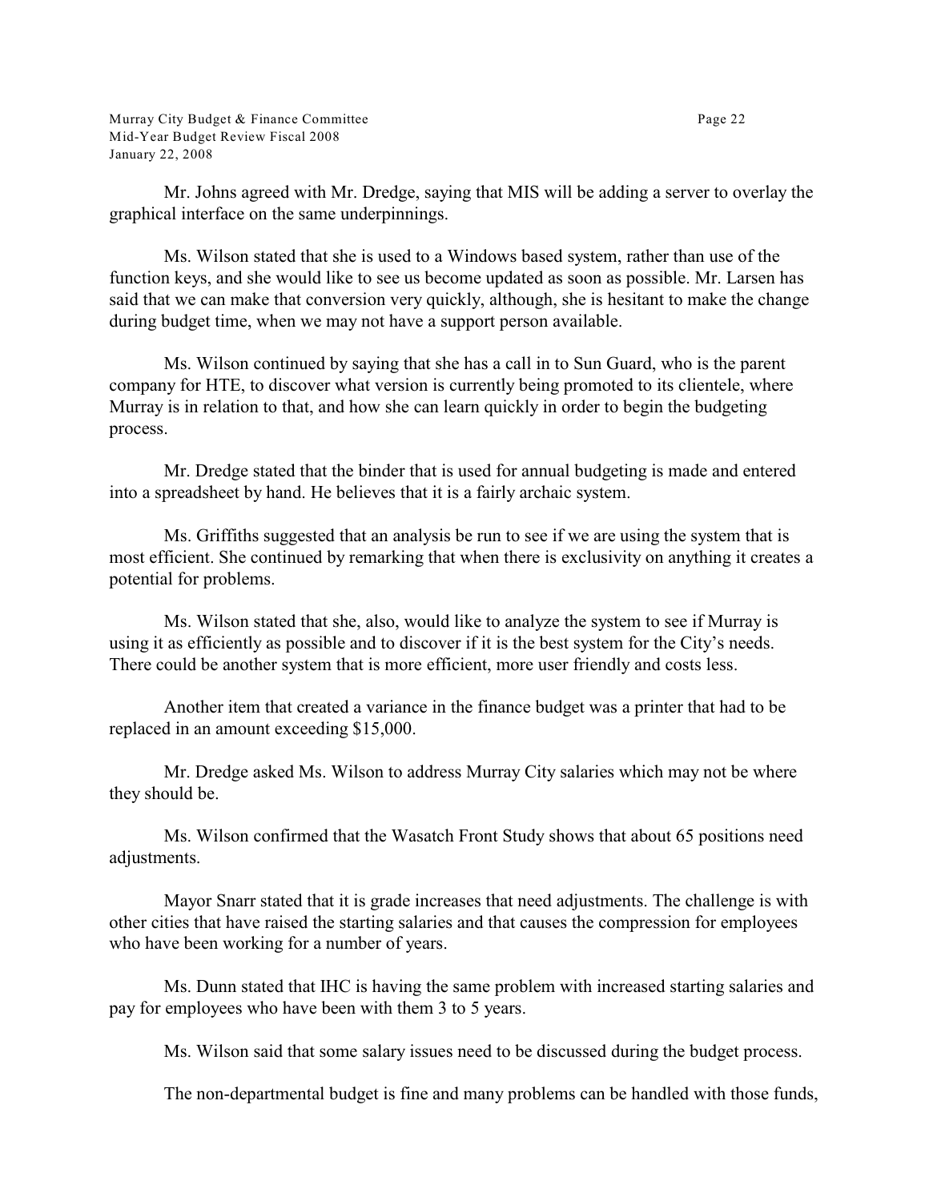Mr. Johns agreed with Mr. Dredge, saying that MIS will be adding a server to overlay the graphical interface on the same underpinnings.

Ms. Wilson stated that she is used to a Windows based system, rather than use of the function keys, and she would like to see us become updated as soon as possible. Mr. Larsen has said that we can make that conversion very quickly, although, she is hesitant to make the change during budget time, when we may not have a support person available.

Ms. Wilson continued by saying that she has a call in to Sun Guard, who is the parent company for HTE, to discover what version is currently being promoted to its clientele, where Murray is in relation to that, and how she can learn quickly in order to begin the budgeting process.

Mr. Dredge stated that the binder that is used for annual budgeting is made and entered into a spreadsheet by hand. He believes that it is a fairly archaic system.

Ms. Griffiths suggested that an analysis be run to see if we are using the system that is most efficient. She continued by remarking that when there is exclusivity on anything it creates a potential for problems.

Ms. Wilson stated that she, also, would like to analyze the system to see if Murray is using it as efficiently as possible and to discover if it is the best system for the City's needs. There could be another system that is more efficient, more user friendly and costs less.

Another item that created a variance in the finance budget was a printer that had to be replaced in an amount exceeding $15,000.

Mr. Dredge asked Ms. Wilson to address Murray City salaries which may not be where they should be.

Ms. Wilson confirmed that the Wasatch Front Study shows that about 65 positions need adjustments.

Mayor Snarr stated that it is grade increases that need adjustments. The challenge is with other cities that have raised the starting salaries and that causes the compression for employees who have been working for a number of years.

Ms. Dunn stated that IHC is having the same problem with increased starting salaries and pay for employees who have been with them 3 to 5 years.

Ms. Wilson said that some salary issues need to be discussed during the budget process.

The non-departmental budget is fine and many problems can be handled with those funds,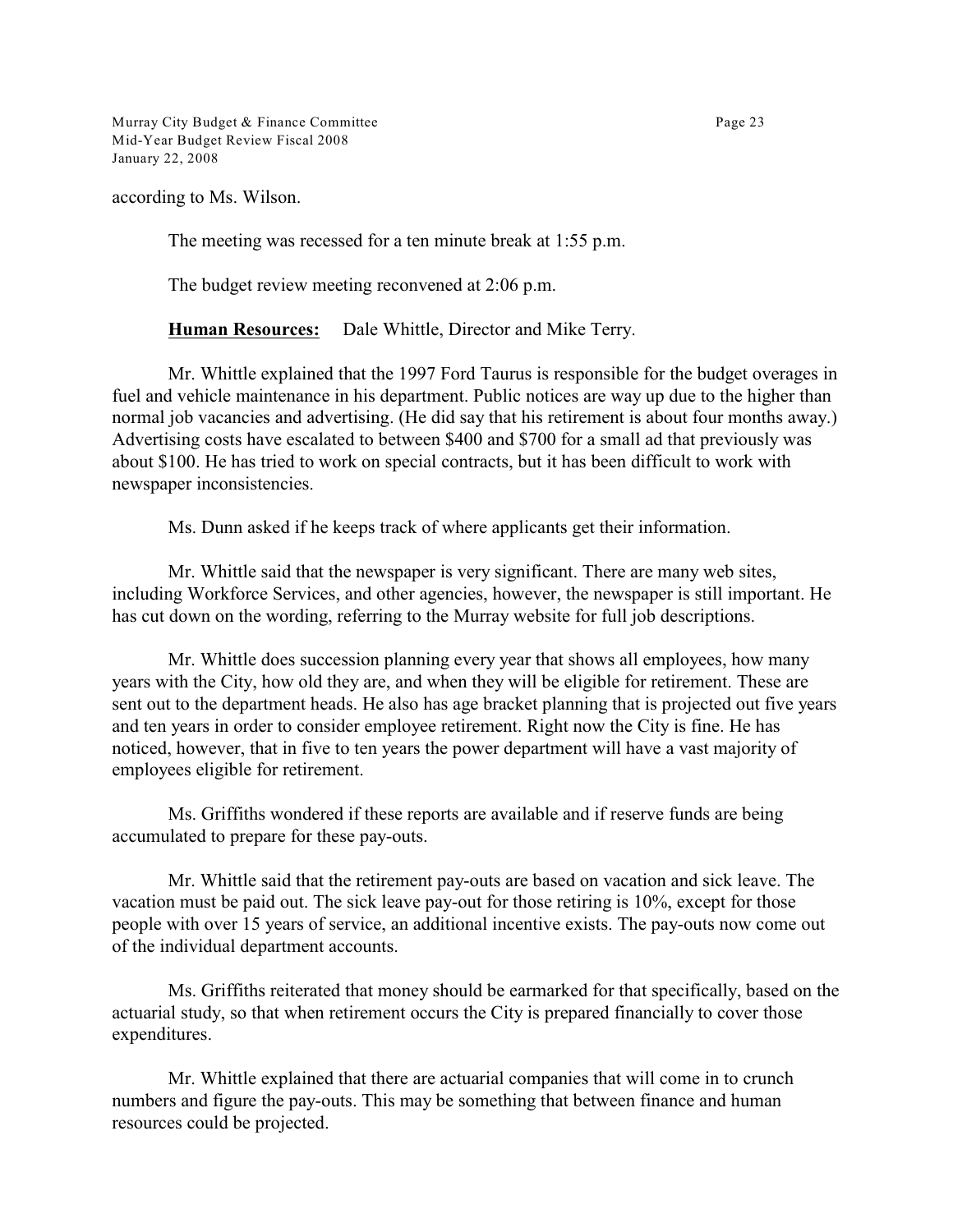according to Ms. Wilson.

The meeting was recessed for a ten minute break at 1:55 p.m.

The budget review meeting reconvened at 2:06 p.m.

**Human Resources:** Dale Whittle, Director and Mike Terry.

Mr. Whittle explained that the 1997 Ford Taurus is responsible for the budget overages in fuel and vehicle maintenance in his department. Public notices are way up due to the higher than normal job vacancies and advertising. (He did say that his retirement is about four months away.) Advertising costs have escalated to between $400 and $700 for a small ad that previously was about $100. He has tried to work on special contracts, but it has been difficult to work with newspaper inconsistencies.

Ms. Dunn asked if he keeps track of where applicants get their information.

Mr. Whittle said that the newspaper is very significant. There are many web sites, including Workforce Services, and other agencies, however, the newspaper is still important. He has cut down on the wording, referring to the Murray website for full job descriptions.

Mr. Whittle does succession planning every year that shows all employees, how many years with the City, how old they are, and when they will be eligible for retirement. These are sent out to the department heads. He also has age bracket planning that is projected out five years and ten years in order to consider employee retirement. Right now the City is fine. He has noticed, however, that in five to ten years the power department will have a vast majority of employees eligible for retirement.

Ms. Griffiths wondered if these reports are available and if reserve funds are being accumulated to prepare for these pay-outs.

Mr. Whittle said that the retirement pay-outs are based on vacation and sick leave. The vacation must be paid out. The sick leave pay-out for those retiring is 10%, except for those people with over 15 years of service, an additional incentive exists. The pay-outs now come out of the individual department accounts.

Ms. Griffiths reiterated that money should be earmarked for that specifically, based on the actuarial study, so that when retirement occurs the City is prepared financially to cover those expenditures.

Mr. Whittle explained that there are actuarial companies that will come in to crunch numbers and figure the pay-outs. This may be something that between finance and human resources could be projected.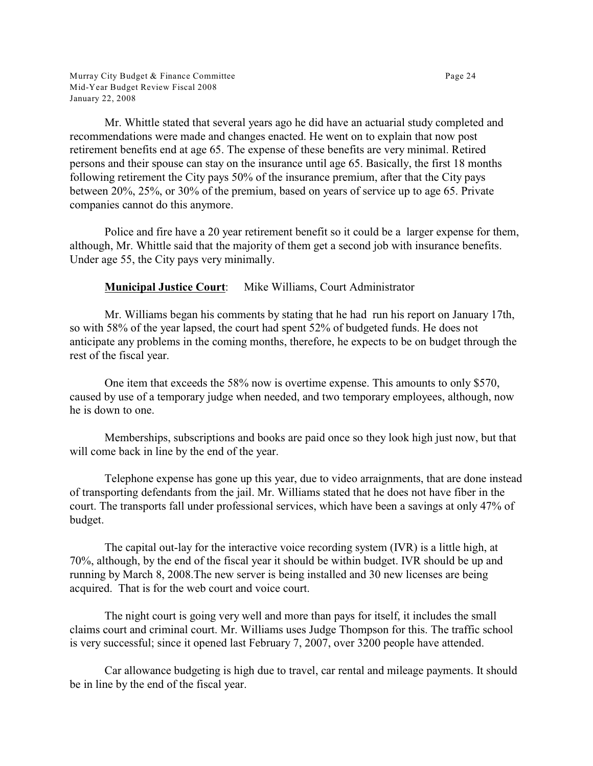Mr. Whittle stated that several years ago he did have an actuarial study completed and recommendations were made and changes enacted. He went on to explain that now post retirement benefits end at age 65. The expense of these benefits are very minimal. Retired persons and their spouse can stay on the insurance until age 65. Basically, the first 18 months following retirement the City pays 50% of the insurance premium, after that the City pays between 20%, 25%, or 30% of the premium, based on years of service up to age 65. Private companies cannot do this anymore.

Police and fire have a 20 year retirement benefit so it could be a larger expense for them, although, Mr. Whittle said that the majority of them get a second job with insurance benefits. Under age 55, the City pays very minimally.

**Municipal Justice Court**: Mike Williams, Court Administrator

Mr. Williams began his comments by stating that he had run his report on January 17th, so with 58% of the year lapsed, the court had spent 52% of budgeted funds. He does not anticipate any problems in the coming months, therefore, he expects to be on budget through the rest of the fiscal year.

One item that exceeds the 58% now is overtime expense. This amounts to only $570, caused by use of a temporary judge when needed, and two temporary employees, although, now he is down to one.

Memberships, subscriptions and books are paid once so they look high just now, but that will come back in line by the end of the year.

Telephone expense has gone up this year, due to video arraignments, that are done instead of transporting defendants from the jail. Mr. Williams stated that he does not have fiber in the court. The transports fall under professional services, which have been a savings at only 47% of budget.

The capital out-lay for the interactive voice recording system (IVR) is a little high, at 70%, although, by the end of the fiscal year it should be within budget. IVR should be up and running by March 8, 2008.The new server is being installed and 30 new licenses are being acquired. That is for the web court and voice court.

The night court is going very well and more than pays for itself, it includes the small claims court and criminal court. Mr. Williams uses Judge Thompson for this. The traffic school is very successful; since it opened last February 7, 2007, over 3200 people have attended.

Car allowance budgeting is high due to travel, car rental and mileage payments. It should be in line by the end of the fiscal year.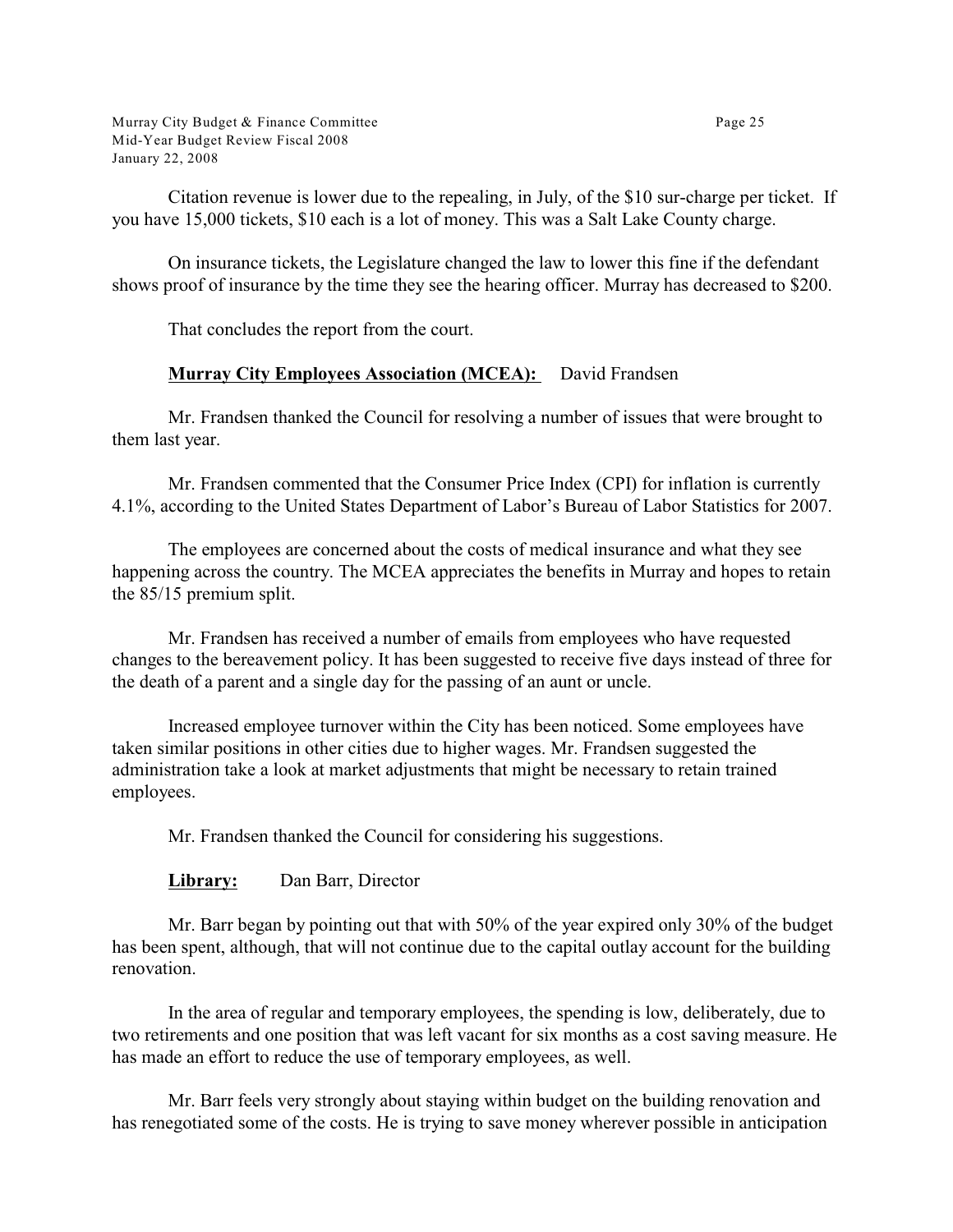Citation revenue is lower due to the repealing, in July, of the $10 sur-charge per ticket. If you have 15,000 tickets, $10 each is a lot of money. This was a Salt Lake County charge.

On insurance tickets, the Legislature changed the law to lower this fine if the defendant shows proof of insurance by the time they see the hearing officer. Murray has decreased to $200.

That concludes the report from the court.

**Murray City Employees Association (MCEA):** David Frandsen

Mr. Frandsen thanked the Council for resolving a number of issues that were brought to them last year.

Mr. Frandsen commented that the Consumer Price Index (CPI) for inflation is currently 4.1%, according to the United States Department of Labor's Bureau of Labor Statistics for 2007.

The employees are concerned about the costs of medical insurance and what they see happening across the country. The MCEA appreciates the benefits in Murray and hopes to retain the 85/15 premium split.

Mr. Frandsen has received a number of emails from employees who have requested changes to the bereavement policy. It has been suggested to receive five days instead of three for the death of a parent and a single day for the passing of an aunt or uncle.

Increased employee turnover within the City has been noticed. Some employees have taken similar positions in other cities due to higher wages. Mr. Frandsen suggested the administration take a look at market adjustments that might be necessary to retain trained employees.

Mr. Frandsen thanked the Council for considering his suggestions.

**Library:** Dan Barr, Director

Mr. Barr began by pointing out that with 50% of the year expired only 30% of the budget has been spent, although, that will not continue due to the capital outlay account for the building renovation.

In the area of regular and temporary employees, the spending is low, deliberately, due to two retirements and one position that was left vacant for six months as a cost saving measure. He has made an effort to reduce the use of temporary employees, as well.

Mr. Barr feels very strongly about staying within budget on the building renovation and has renegotiated some of the costs. He is trying to save money wherever possible in anticipation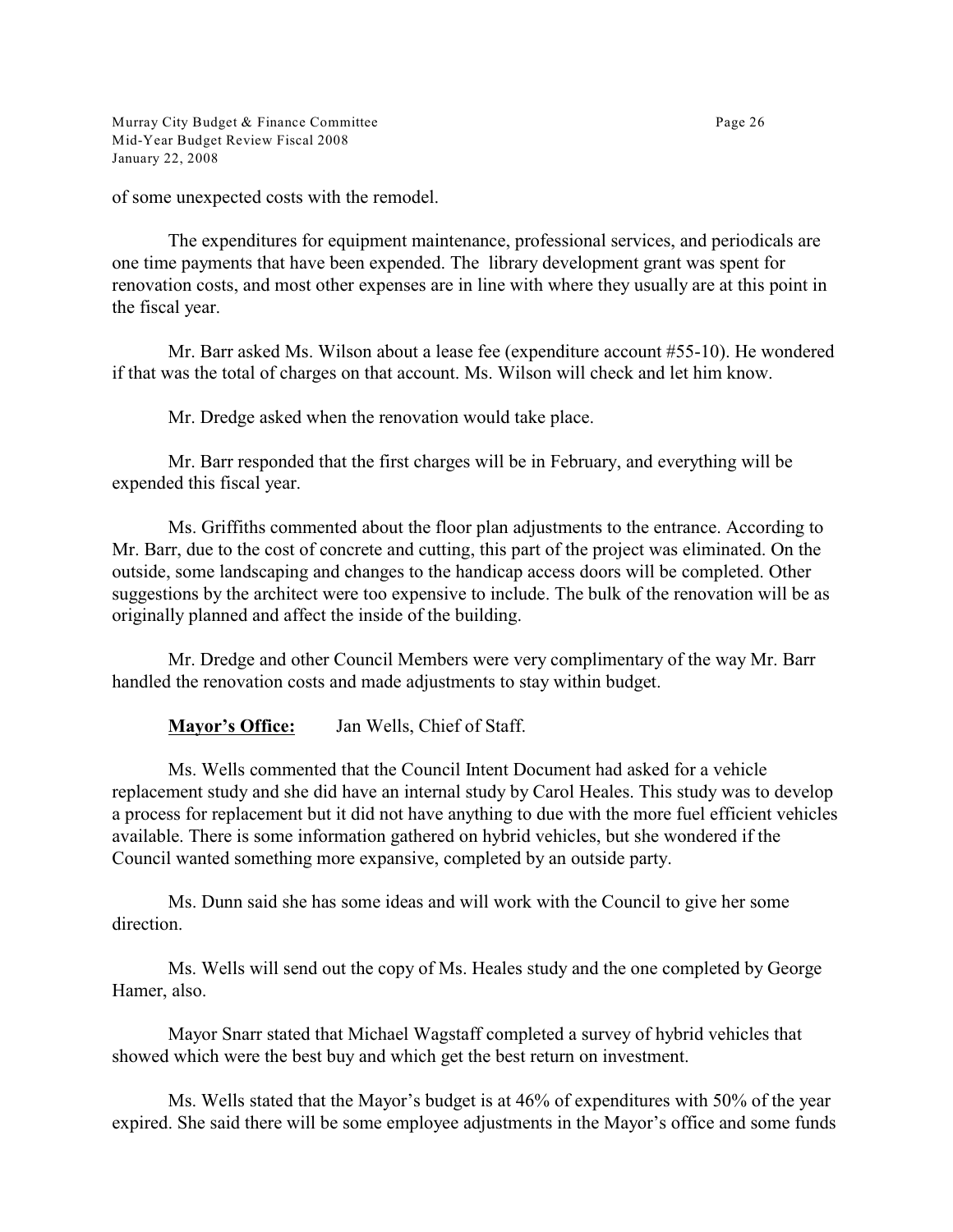of some unexpected costs with the remodel.

The expenditures for equipment maintenance, professional services, and periodicals are one time payments that have been expended. The library development grant was spent for renovation costs, and most other expenses are in line with where they usually are at this point in the fiscal year.

Mr. Barr asked Ms. Wilson about a lease fee (expenditure account #55-10). He wondered if that was the total of charges on that account. Ms. Wilson will check and let him know.

Mr. Dredge asked when the renovation would take place.

Mr. Barr responded that the first charges will be in February, and everything will be expended this fiscal year.

Ms. Griffiths commented about the floor plan adjustments to the entrance. According to Mr. Barr, due to the cost of concrete and cutting, this part of the project was eliminated. On the outside, some landscaping and changes to the handicap access doors will be completed. Other suggestions by the architect were too expensive to include. The bulk of the renovation will be as originally planned and affect the inside of the building.

Mr. Dredge and other Council Members were very complimentary of the way Mr. Barr handled the renovation costs and made adjustments to stay within budget.

**Mayor's Office:** Jan Wells, Chief of Staff.

Ms. Wells commented that the Council Intent Document had asked for a vehicle replacement study and she did have an internal study by Carol Heales. This study was to develop a process for replacement but it did not have anything to due with the more fuel efficient vehicles available. There is some information gathered on hybrid vehicles, but she wondered if the Council wanted something more expansive, completed by an outside party.

Ms. Dunn said she has some ideas and will work with the Council to give her some direction.

Ms. Wells will send out the copy of Ms. Heales study and the one completed by George Hamer, also.

Mayor Snarr stated that Michael Wagstaff completed a survey of hybrid vehicles that showed which were the best buy and which get the best return on investment.

Ms. Wells stated that the Mayor's budget is at 46% of expenditures with 50% of the year expired. She said there will be some employee adjustments in the Mayor's office and some funds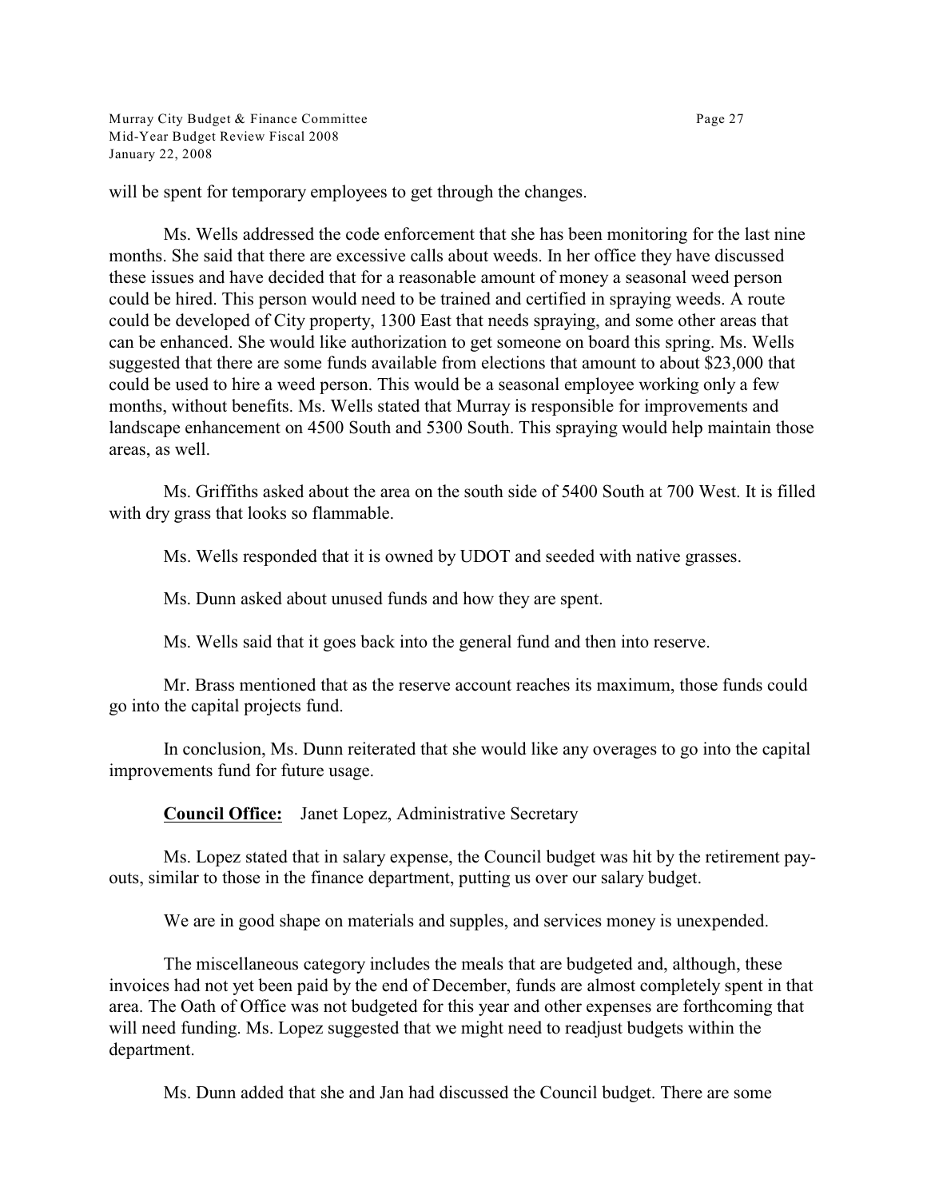will be spent for temporary employees to get through the changes.

Ms. Wells addressed the code enforcement that she has been monitoring for the last nine months. She said that there are excessive calls about weeds. In her office they have discussed these issues and have decided that for a reasonable amount of money a seasonal weed person could be hired. This person would need to be trained and certified in spraying weeds. A route could be developed of City property, 1300 East that needs spraying, and some other areas that can be enhanced. She would like authorization to get someone on board this spring. Ms. Wells suggested that there are some funds available from elections that amount to about $23,000 that could be used to hire a weed person. This would be a seasonal employee working only a few months, without benefits. Ms. Wells stated that Murray is responsible for improvements and landscape enhancement on 4500 South and 5300 South. This spraying would help maintain those areas, as well.

Ms. Griffiths asked about the area on the south side of 5400 South at 700 West. It is filled with dry grass that looks so flammable.

Ms. Wells responded that it is owned by UDOT and seeded with native grasses.

Ms. Dunn asked about unused funds and how they are spent.

Ms. Wells said that it goes back into the general fund and then into reserve.

Mr. Brass mentioned that as the reserve account reaches its maximum, those funds could go into the capital projects fund.

In conclusion, Ms. Dunn reiterated that she would like any overages to go into the capital improvements fund for future usage.

**<u>Council Office:</u>** Janet Lopez, Administrative Secretary

Ms. Lopez stated that in salary expense, the Council budget was hit by the retirement pay-outs, similar to those in the finance department, putting us over our salary budget.

We are in good shape on materials and supples, and services money is unexpended.

The miscellaneous category includes the meals that are budgeted and, although, these invoices had not yet been paid by the end of December, funds are almost completely spent in that area. The Oath of Office was not budgeted for this year and other expenses are forthcoming that will need funding. Ms. Lopez suggested that we might need to readjust budgets within the department.

Ms. Dunn added that she and Jan had discussed the Council budget. There are some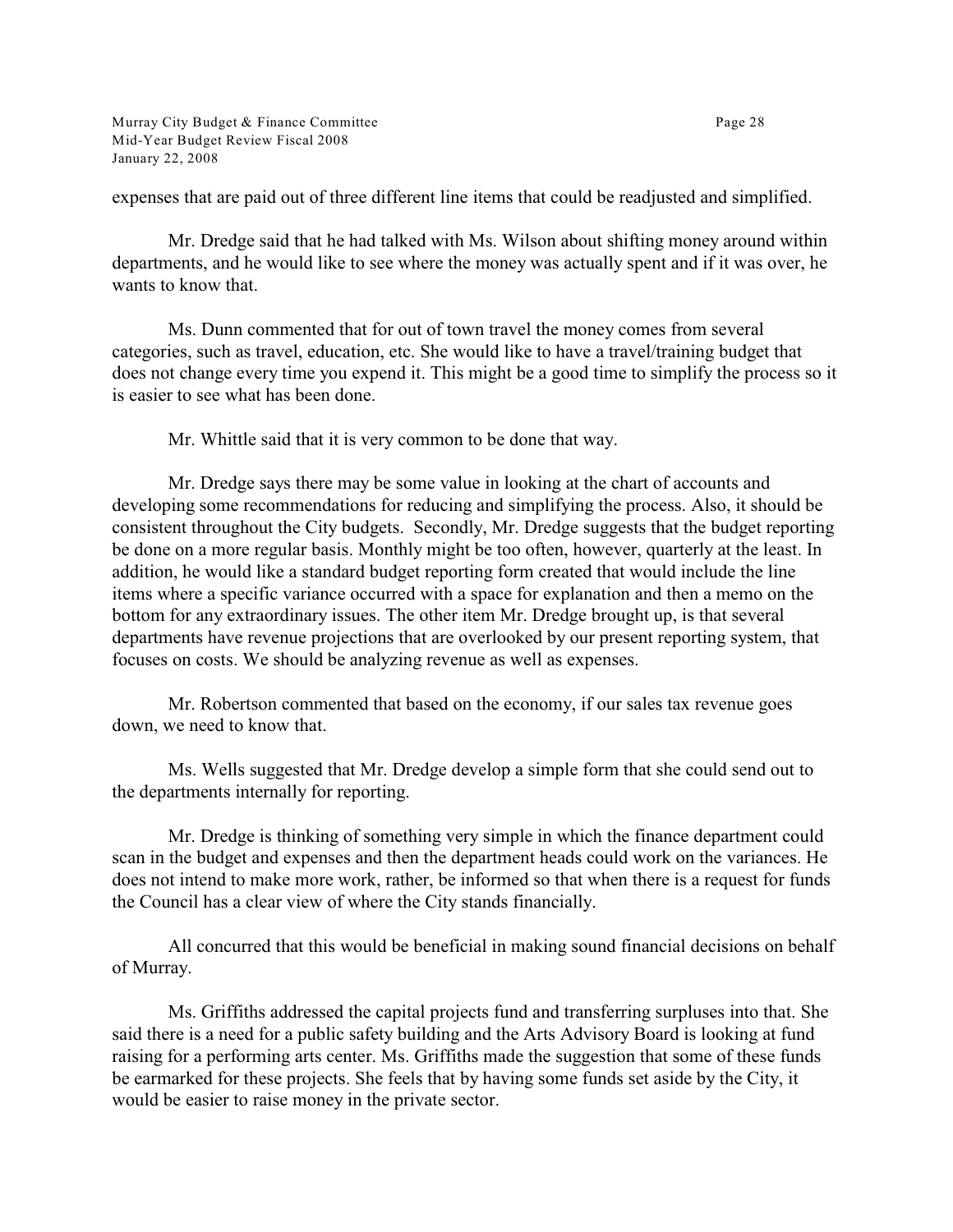expenses that are paid out of three different line items that could be readjusted and simplified.

Mr. Dredge said that he had talked with Ms. Wilson about shifting money around within departments, and he would like to see where the money was actually spent and if it was over, he wants to know that.

Ms. Dunn commented that for out of town travel the money comes from several categories, such as travel, education, etc. She would like to have a travel/training budget that does not change every time you expend it. This might be a good time to simplify the process so it is easier to see what has been done.

Mr. Whittle said that it is very common to be done that way.

Mr. Dredge says there may be some value in looking at the chart of accounts and developing some recommendations for reducing and simplifying the process. Also, it should be consistent throughout the City budgets. Secondly, Mr. Dredge suggests that the budget reporting be done on a more regular basis. Monthly might be too often, however, quarterly at the least. In addition, he would like a standard budget reporting form created that would include the line items where a specific variance occurred with a space for explanation and then a memo on the bottom for any extraordinary issues. The other item Mr. Dredge brought up, is that several departments have revenue projections that are overlooked by our present reporting system, that focuses on costs. We should be analyzing revenue as well as expenses.

Mr. Robertson commented that based on the economy, if our sales tax revenue goes down, we need to know that.

Ms. Wells suggested that Mr. Dredge develop a simple form that she could send out to the departments internally for reporting.

Mr. Dredge is thinking of something very simple in which the finance department could scan in the budget and expenses and then the department heads could work on the variances. He does not intend to make more work, rather, be informed so that when there is a request for funds the Council has a clear view of where the City stands financially.

All concurred that this would be beneficial in making sound financial decisions on behalf of Murray.

Ms. Griffiths addressed the capital projects fund and transferring surpluses into that. She said there is a need for a public safety building and the Arts Advisory Board is looking at fund raising for a performing arts center. Ms. Griffiths made the suggestion that some of these funds be earmarked for these projects. She feels that by having some funds set aside by the City, it would be easier to raise money in the private sector.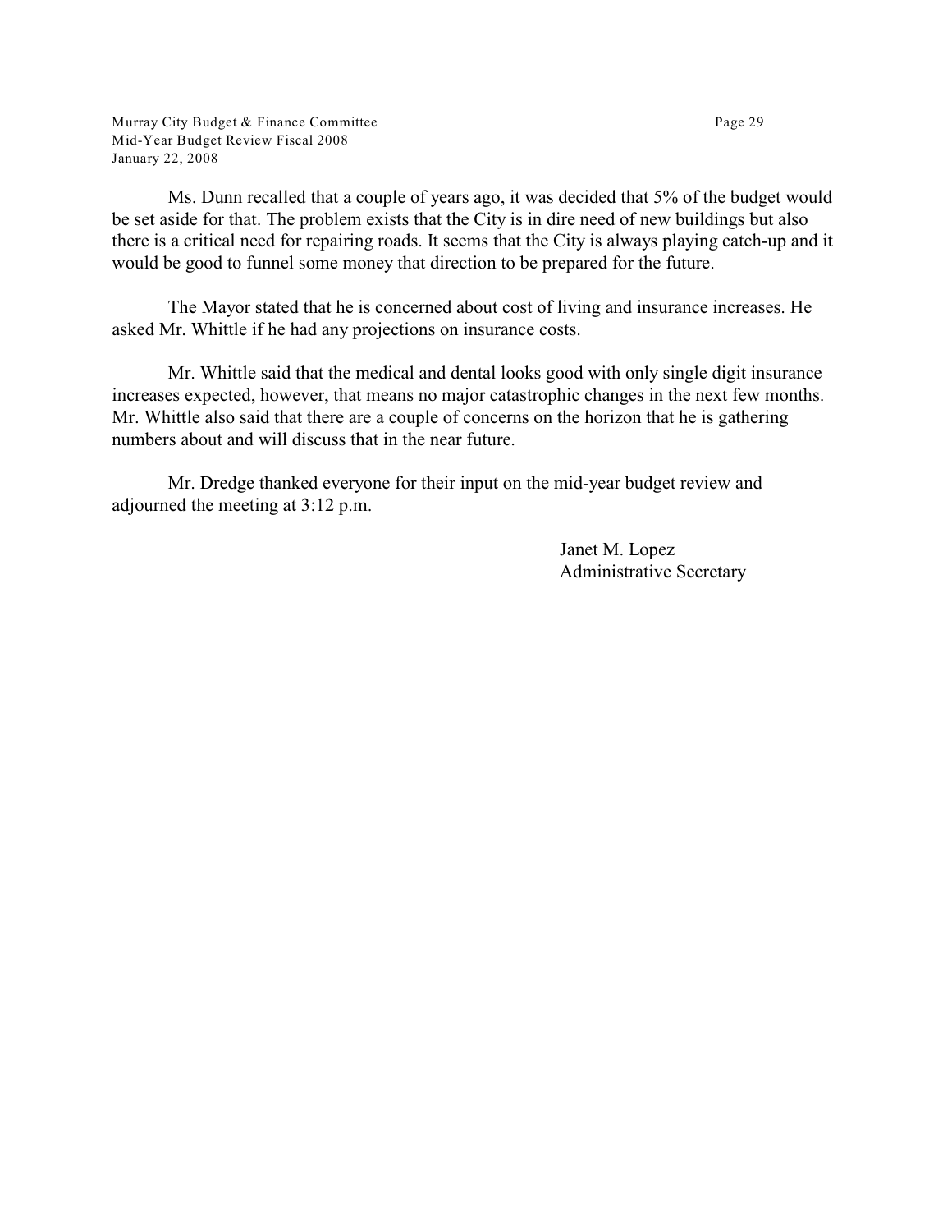Ms. Dunn recalled that a couple of years ago, it was decided that 5% of the budget would be set aside for that. The problem exists that the City is in dire need of new buildings but also there is a critical need for repairing roads. It seems that the City is always playing catch-up and it would be good to funnel some money that direction to be prepared for the future.

The Mayor stated that he is concerned about cost of living and insurance increases. He asked Mr. Whittle if he had any projections on insurance costs.

Mr. Whittle said that the medical and dental looks good with only single digit insurance increases expected, however, that means no major catastrophic changes in the next few months. Mr. Whittle also said that there are a couple of concerns on the horizon that he is gathering numbers about and will discuss that in the near future.

Mr. Dredge thanked everyone for their input on the mid-year budget review and adjourned the meeting at 3:12 p.m.

Janet M. Lopez
Administrative Secretary